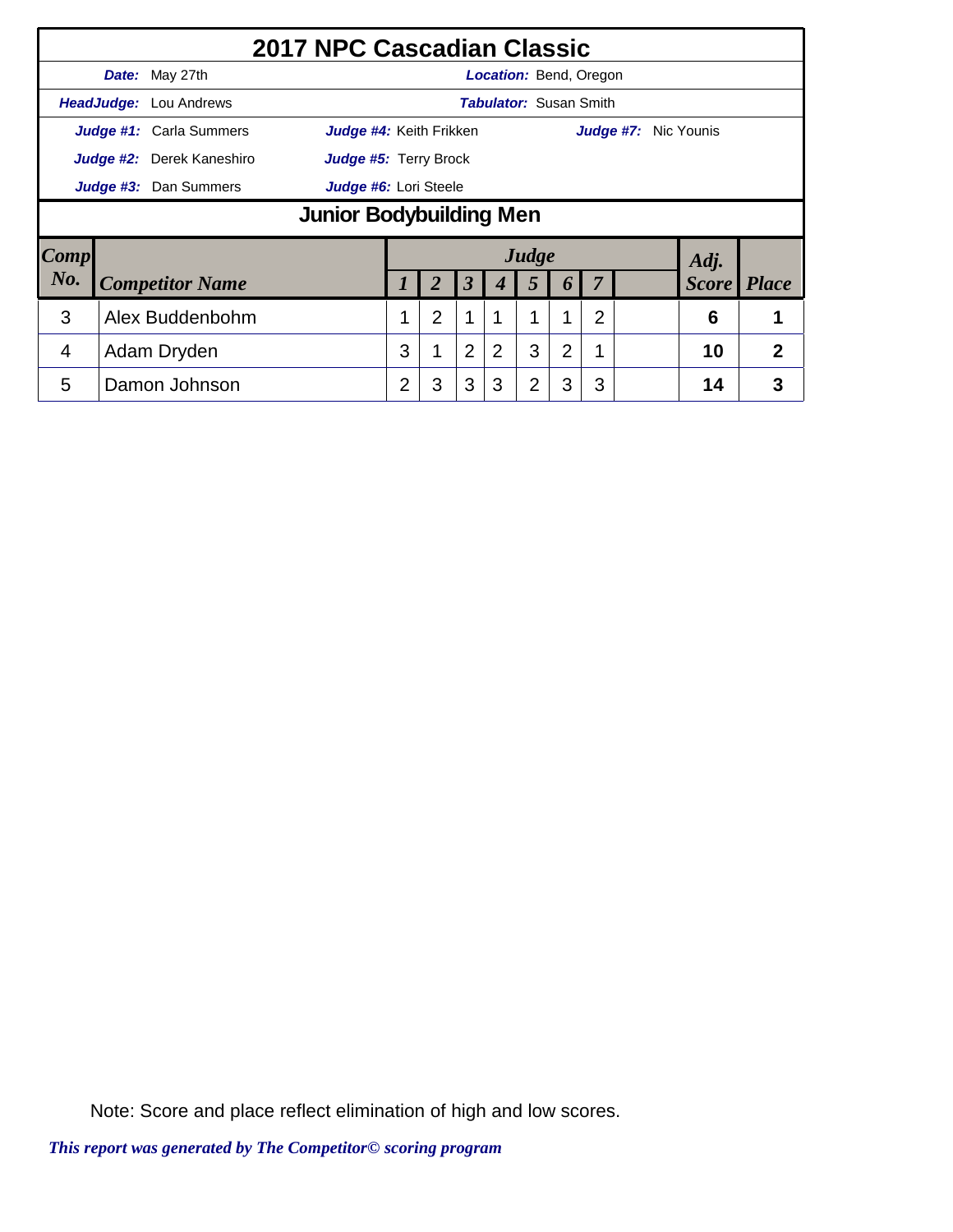# 2017 NPC Cascadian Classic

**Date:** May 27th **Location:** Bend, Oregon

**HeadJudge:** Lou Andrews **Tabulator:** Susan Smith

**Judge #1:** Carla Summers **Judge #4:** Keith Frikken **Judge #7:** Nic Younis

**Judge #2:** Derek Kaneshiro **Judge #5:** Terry Brock

**Judge #3:** Dan Summers **Judge #6:** Lori Steele

## Junior Bodybuilding Men

| Comp No. | Competitor Name | Judge 1 | 2 | 3 | 4 | 5 | 6 | 7 | | Adj. Score | Place |
|---|---|---|---|---|---|---|---|---|---|---|---|
| 3 | Alex Buddenbohm | 1 | 2 | 1 | 1 | 1 | 1 | 2 | | 6 | 1 |
| 4 | Adam Dryden | 3 | 1 | 2 | 2 | 3 | 2 | 1 | | 10 | 2 |
| 5 | Damon Johnson | 2 | 3 | 3 | 3 | 2 | 3 | 3 | | 14 | 3 |

Note: Score and place reflect elimination of high and low scores.

*This report was generated by The Competitor© scoring program*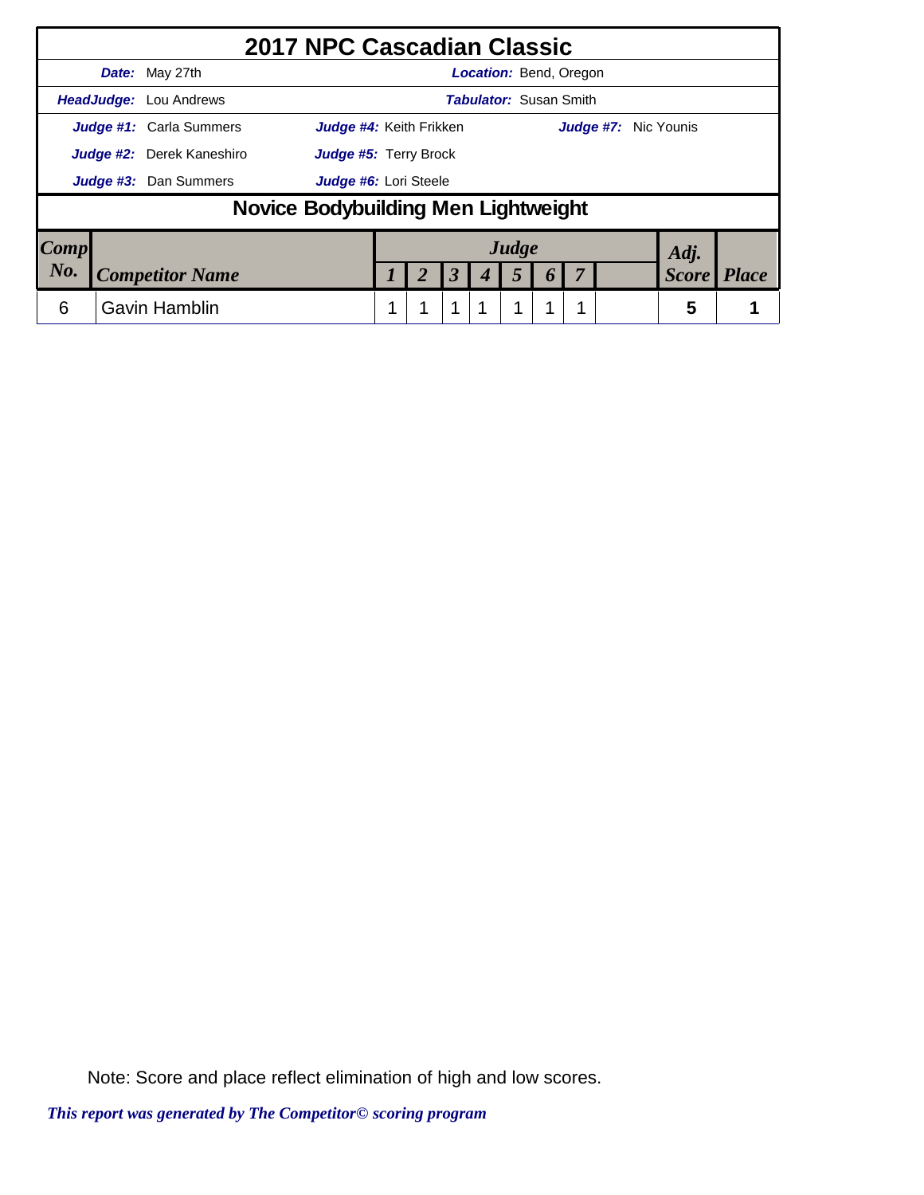# 2017 NPC Cascadian Classic

**Date:** May 27th | **Location:** Bend, Oregon

**HeadJudge:** Lou Andrews | **Tabulator:** Susan Smith

**Judge #1:** Carla Summers | **Judge #4:** Keith Frikken | **Judge #7:** Nic Younis

**Judge #2:** Derek Kaneshiro | **Judge #5:** Terry Brock

**Judge #3:** Dan Summers | **Judge #6:** Lori Steele

## Novice Bodybuilding Men Lightweight

| Comp No. | Competitor Name | Judge 1 | 2 | 3 | 4 | 5 | 6 | 7 | | Adj. Score | Place |
|---|---|---|---|---|---|---|---|---|---|---|---|
| 6 | Gavin Hamblin | 1 | 1 | 1 | 1 | 1 | 1 | 1 | | 5 | 1 |

Note: Score and place reflect elimination of high and low scores.

*This report was generated by The Competitor© scoring program*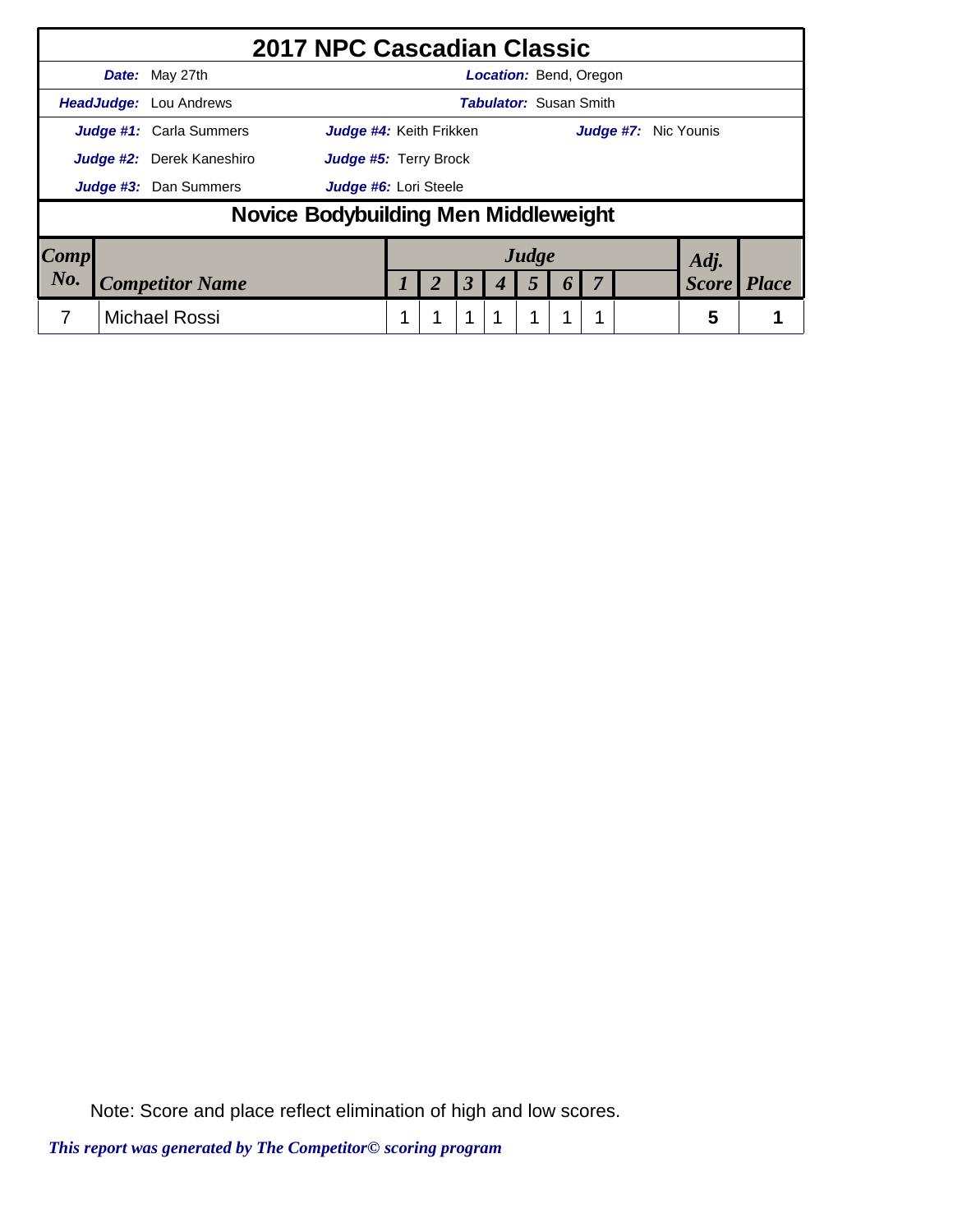# 2017 NPC Cascadian Classic

***Date:*** May 27th | ***Location:*** Bend, Oregon

***HeadJudge:*** Lou Andrews | ***Tabulator:*** Susan Smith

***Judge #1:*** Carla Summers | ***Judge #4:*** Keith Frikken | ***Judge #7:*** Nic Younis

***Judge #2:*** Derek Kaneshiro | ***Judge #5:*** Terry Brock

***Judge #3:*** Dan Summers | ***Judge #6:*** Lori Steele

## Novice Bodybuilding Men Middleweight

| Comp No. | Competitor Name | Judge 1 | Judge 2 | Judge 3 | Judge 4 | Judge 5 | Judge 6 | Judge 7 | | Adj. Score | Place |
|---|---|---|---|---|---|---|---|---|---|---|---|
| 7 | Michael Rossi | 1 | 1 | 1 | 1 | 1 | 1 | 1 | | 5 | 1 |

Note: Score and place reflect elimination of high and low scores.

*This report was generated by The Competitor© scoring program*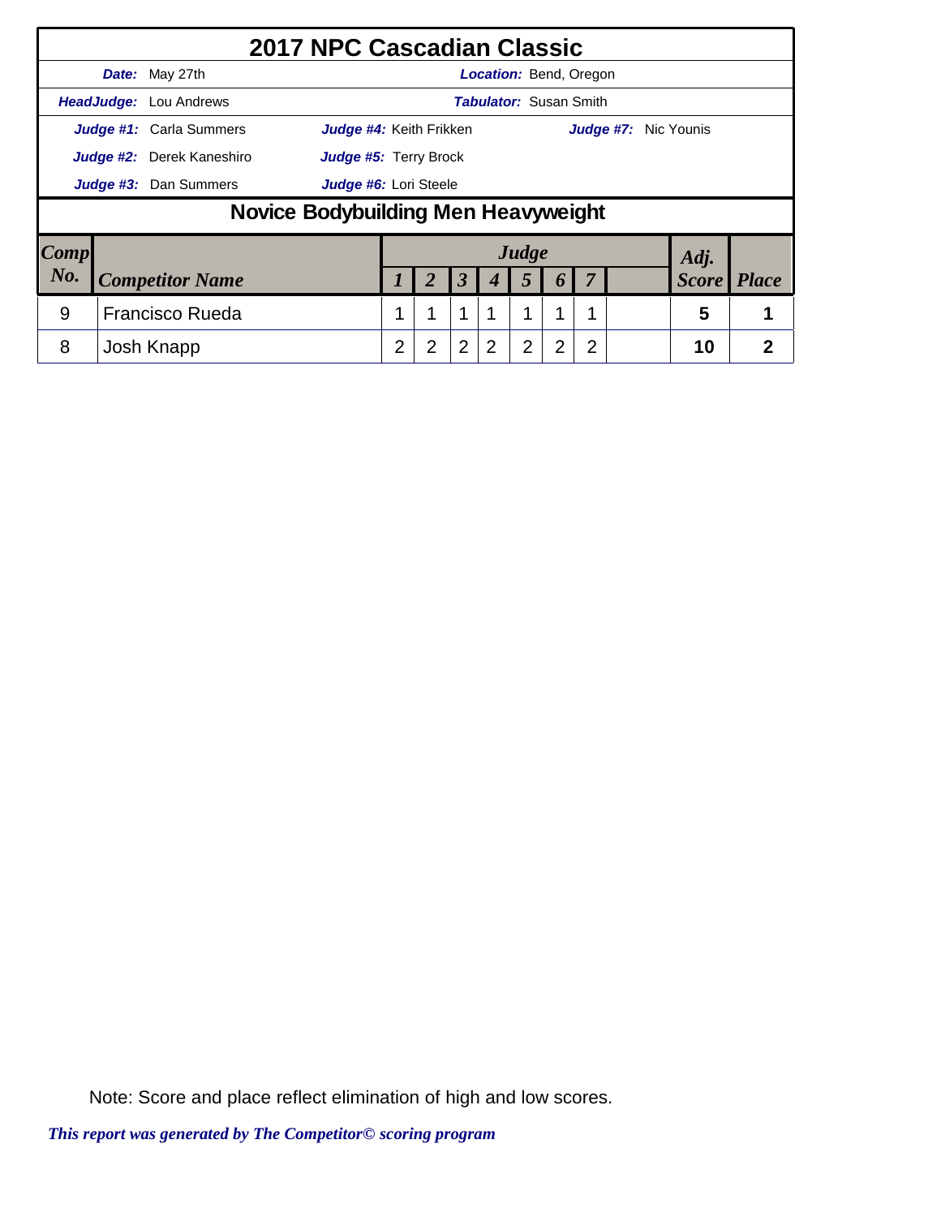# 2017 NPC Cascadian Classic

**Date:** May 27th | **Location:** Bend, Oregon

**HeadJudge:** Lou Andrews | **Tabulator:** Susan Smith

**Judge #1:** Carla Summers | **Judge #4:** Keith Frikken | **Judge #7:** Nic Younis

**Judge #2:** Derek Kaneshiro | **Judge #5:** Terry Brock

**Judge #3:** Dan Summers | **Judge #6:** Lori Steele

## Novice Bodybuilding Men Heavyweight

| Comp No. | Competitor Name | Judge 1 | 2 | 3 | 4 | 5 | 6 | 7 | | Adj. Score | Place |
|---|---|---|---|---|---|---|---|---|---|---|---|
| 9 | Francisco Rueda | 1 | 1 | 1 | 1 | 1 | 1 | 1 | | 5 | 1 |
| 8 | Josh Knapp | 2 | 2 | 2 | 2 | 2 | 2 | 2 | | 10 | 2 |

Note: Score and place reflect elimination of high and low scores.

*This report was generated by The Competitor© scoring program*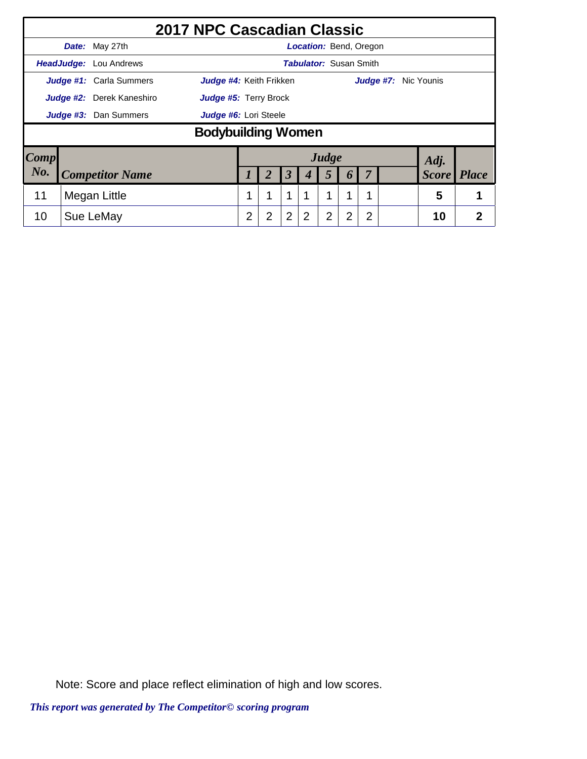# 2017 NPC Cascadian Classic

**Date:** May 27th **Location:** Bend, Oregon

**HeadJudge:** Lou Andrews **Tabulator:** Susan Smith

**Judge #1:** Carla Summers **Judge #4:** Keith Frikken **Judge #7:** Nic Younis

**Judge #2:** Derek Kaneshiro **Judge #5:** Terry Brock

**Judge #3:** Dan Summers **Judge #6:** Lori Steele

## Bodybuilding Women

| Comp No. | Competitor Name | Judge 1 | 2 | 3 | 4 | 5 | 6 | 7 | | Adj. Score | Place |
|---|---|---|---|---|---|---|---|---|---|---|---|
| 11 | Megan Little | 1 | 1 | 1 | 1 | 1 | 1 | 1 | | 5 | 1 |
| 10 | Sue LeMay | 2 | 2 | 2 | 2 | 2 | 2 | 2 | | 10 | 2 |

Note: Score and place reflect elimination of high and low scores.

*This report was generated by The Competitor© scoring program*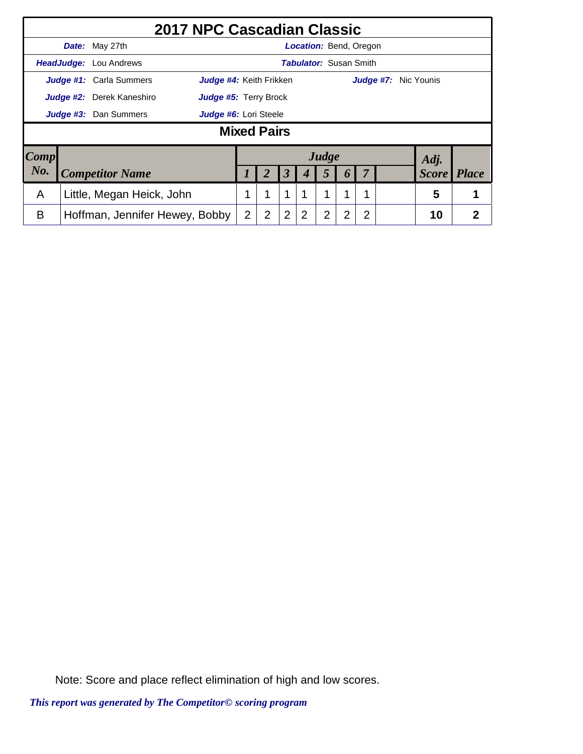# 2017 NPC Cascadian Classic

**Date:** May 27th **Location:** Bend, Oregon

**HeadJudge:** Lou Andrews **Tabulator:** Susan Smith

**Judge #1:** Carla Summers **Judge #4:** Keith Frikken **Judge #7:** Nic Younis

**Judge #2:** Derek Kaneshiro **Judge #5:** Terry Brock

**Judge #3:** Dan Summers **Judge #6:** Lori Steele

## Mixed Pairs

| Comp No. | Competitor Name | Judge 1 | 2 | 3 | 4 | 5 | 6 | 7 | | Adj. Score | Place |
|---|---|---|---|---|---|---|---|---|---|---|---|
| A | Little, Megan Heick, John | 1 | 1 | 1 | 1 | 1 | 1 | 1 | | 5 | 1 |
| B | Hoffman, Jennifer Hewey, Bobby | 2 | 2 | 2 | 2 | 2 | 2 | 2 | | 10 | 2 |

Note: Score and place reflect elimination of high and low scores.

*This report was generated by The Competitor© scoring program*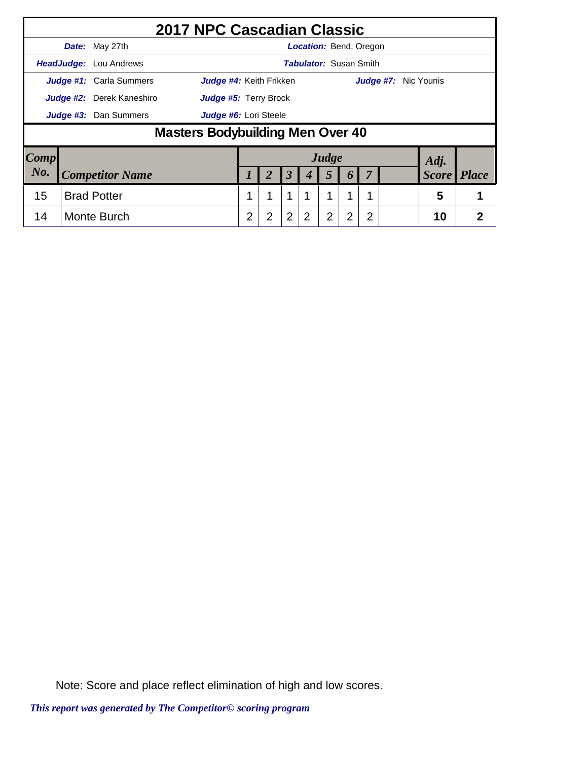# 2017 NPC Cascadian Classic

**Date:** May 27th | **Location:** Bend, Oregon

**HeadJudge:** Lou Andrews | **Tabulator:** Susan Smith

**Judge #1:** Carla Summers | **Judge #4:** Keith Frikken | **Judge #7:** Nic Younis

**Judge #2:** Derek Kaneshiro | **Judge #5:** Terry Brock

**Judge #3:** Dan Summers | **Judge #6:** Lori Steele

## Masters Bodybuilding Men Over 40

| Comp No. | Competitor Name | Judge 1 | 2 | 3 | 4 | 5 | 6 | 7 | | Adj. Score | Place |
|---|---|---|---|---|---|---|---|---|---|---|---|
| 15 | Brad Potter | 1 | 1 | 1 | 1 | 1 | 1 | 1 | | 5 | 1 |
| 14 | Monte Burch | 2 | 2 | 2 | 2 | 2 | 2 | 2 | | 10 | 2 |

Note: Score and place reflect elimination of high and low scores.

*This report was generated by The Competitor© scoring program*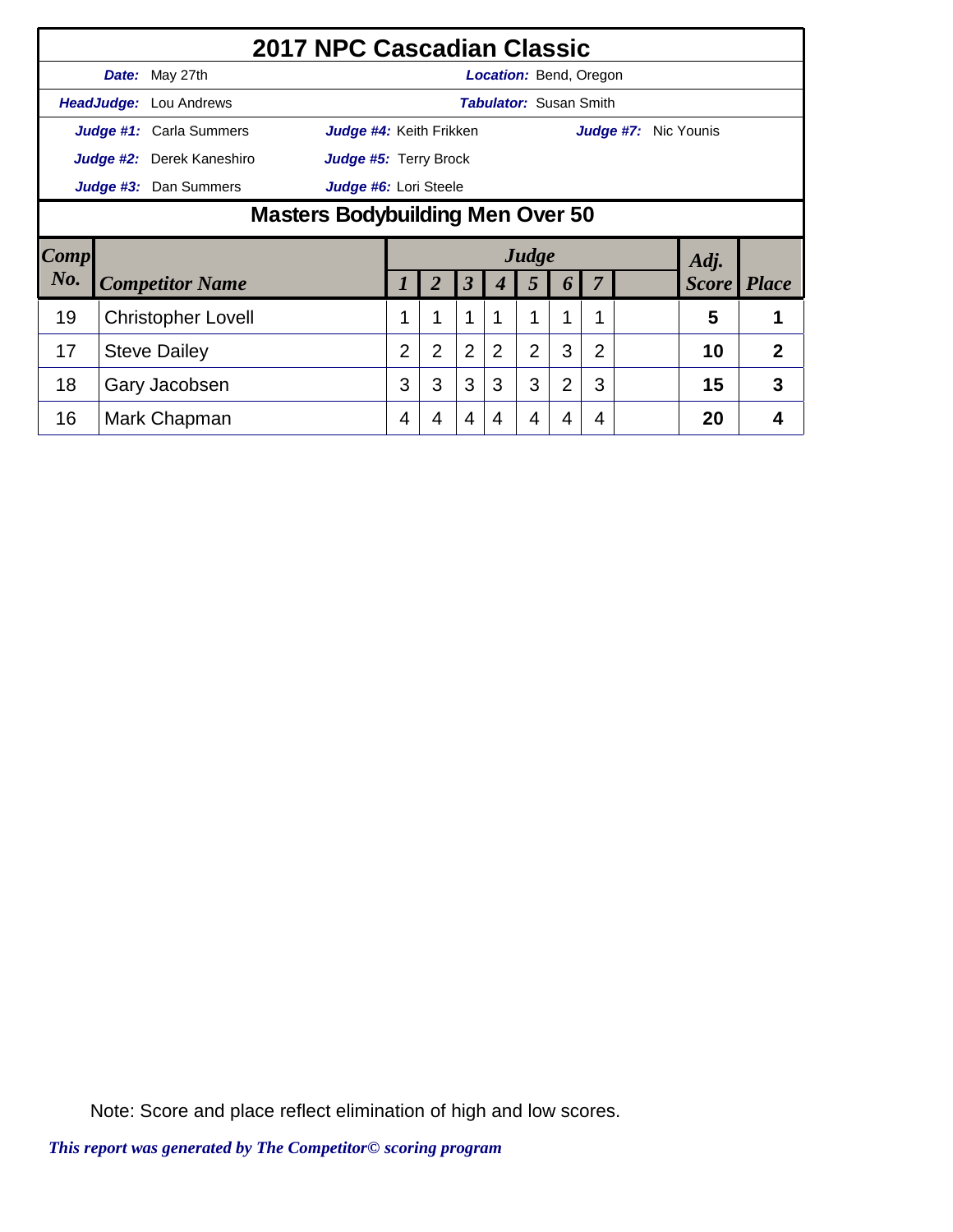# 2017 NPC Cascadian Classic

**Date:** May 27th | **Location:** Bend, Oregon

**HeadJudge:** Lou Andrews | **Tabulator:** Susan Smith

**Judge #1:** Carla Summers | **Judge #4:** Keith Frikken | **Judge #7:** Nic Younis

**Judge #2:** Derek Kaneshiro | **Judge #5:** Terry Brock

**Judge #3:** Dan Summers | **Judge #6:** Lori Steele

## Masters Bodybuilding Men Over 50

| Comp No. | Competitor Name | Judge 1 | 2 | 3 | 4 | 5 | 6 | 7 | | Adj. Score | Place |
|---|---|---|---|---|---|---|---|---|---|---|---|
| 19 | Christopher Lovell | 1 | 1 | 1 | 1 | 1 | 1 | 1 | | 5 | 1 |
| 17 | Steve Dailey | 2 | 2 | 2 | 2 | 2 | 3 | 2 | | 10 | 2 |
| 18 | Gary Jacobsen | 3 | 3 | 3 | 3 | 3 | 2 | 3 | | 15 | 3 |
| 16 | Mark Chapman | 4 | 4 | 4 | 4 | 4 | 4 | 4 | | 20 | 4 |

Note: Score and place reflect elimination of high and low scores.

*This report was generated by The Competitor© scoring program*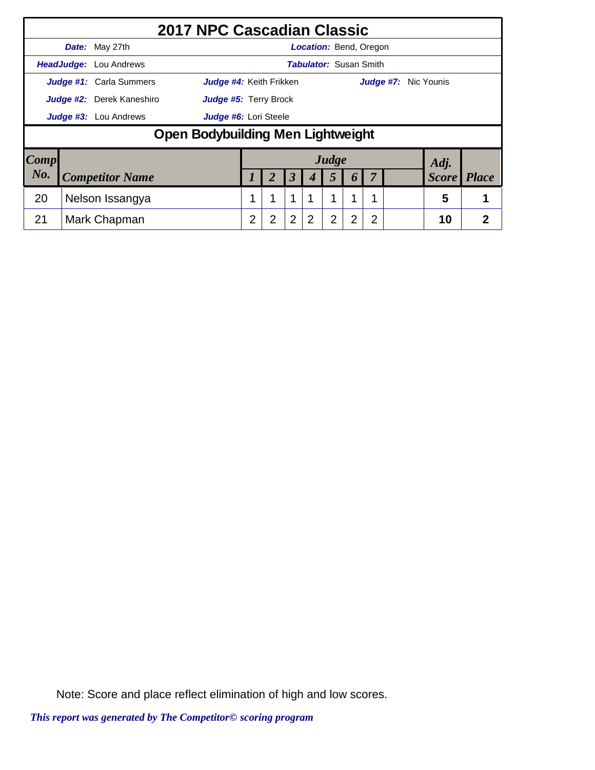# 2017 NPC Cascadian Classic

***Date:*** May 27th | ***Location:*** Bend, Oregon

***HeadJudge:*** Lou Andrews | ***Tabulator:*** Susan Smith

***Judge #1:*** Carla Summers | ***Judge #4:*** Keith Frikken | ***Judge #7:*** Nic Younis

***Judge #2:*** Derek Kaneshiro | ***Judge #5:*** Terry Brock

***Judge #3:*** Lou Andrews | ***Judge #6:*** Lori Steele

## Open Bodybuilding Men Lightweight

| Comp No. | Competitor Name | Judge 1 | Judge 2 | Judge 3 | Judge 4 | Judge 5 | Judge 6 | Judge 7 | | Adj. Score | Place |
|---|---|---|---|---|---|---|---|---|---|---|---|
| 20 | Nelson Issangya | 1 | 1 | 1 | 1 | 1 | 1 | 1 | | 5 | 1 |
| 21 | Mark Chapman | 2 | 2 | 2 | 2 | 2 | 2 | 2 | | 10 | 2 |

Note: Score and place reflect elimination of high and low scores.

*This report was generated by The Competitor© scoring program*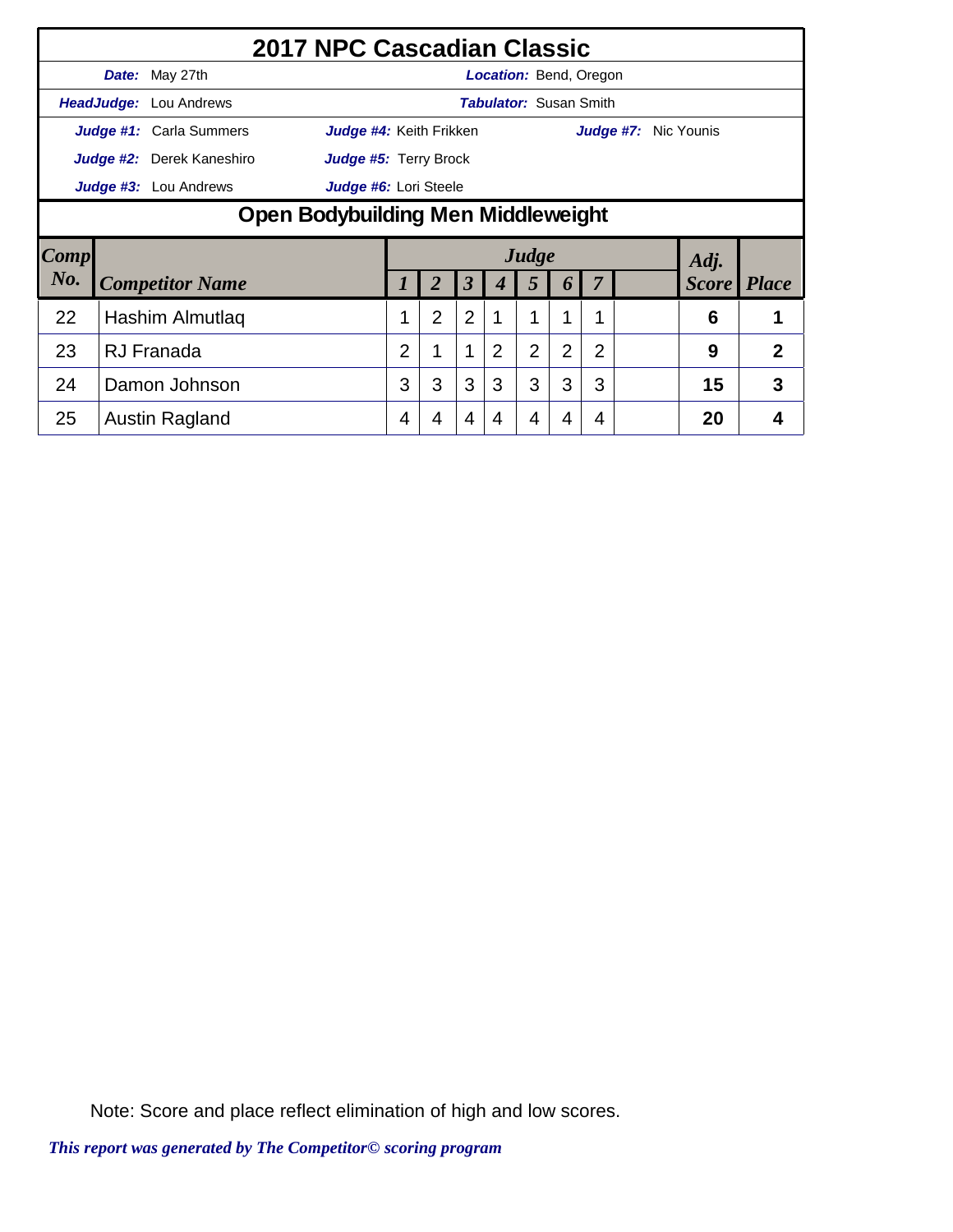# 2017 NPC Cascadian Classic

**Date:** May 27th **Location:** Bend, Oregon

**HeadJudge:** Lou Andrews **Tabulator:** Susan Smith

**Judge #1:** Carla Summers **Judge #4:** Keith Frikken **Judge #7:** Nic Younis

**Judge #2:** Derek Kaneshiro **Judge #5:** Terry Brock

**Judge #3:** Lou Andrews **Judge #6:** Lori Steele

## Open Bodybuilding Men Middleweight

| Comp No. | Competitor Name | Judge 1 | 2 | 3 | 4 | 5 | 6 | 7 | | Adj. Score | Place |
|---|---|---|---|---|---|---|---|---|---|---|---|
| 22 | Hashim Almutlaq | 1 | 2 | 2 | 1 | 1 | 1 | 1 | | **6** | **1** |
| 23 | RJ Franada | 2 | 1 | 1 | 2 | 2 | 2 | 2 | | **9** | **2** |
| 24 | Damon Johnson | 3 | 3 | 3 | 3 | 3 | 3 | 3 | | **15** | **3** |
| 25 | Austin Ragland | 4 | 4 | 4 | 4 | 4 | 4 | 4 | | **20** | **4** |

Note: Score and place reflect elimination of high and low scores.

*This report was generated by The Competitor© scoring program*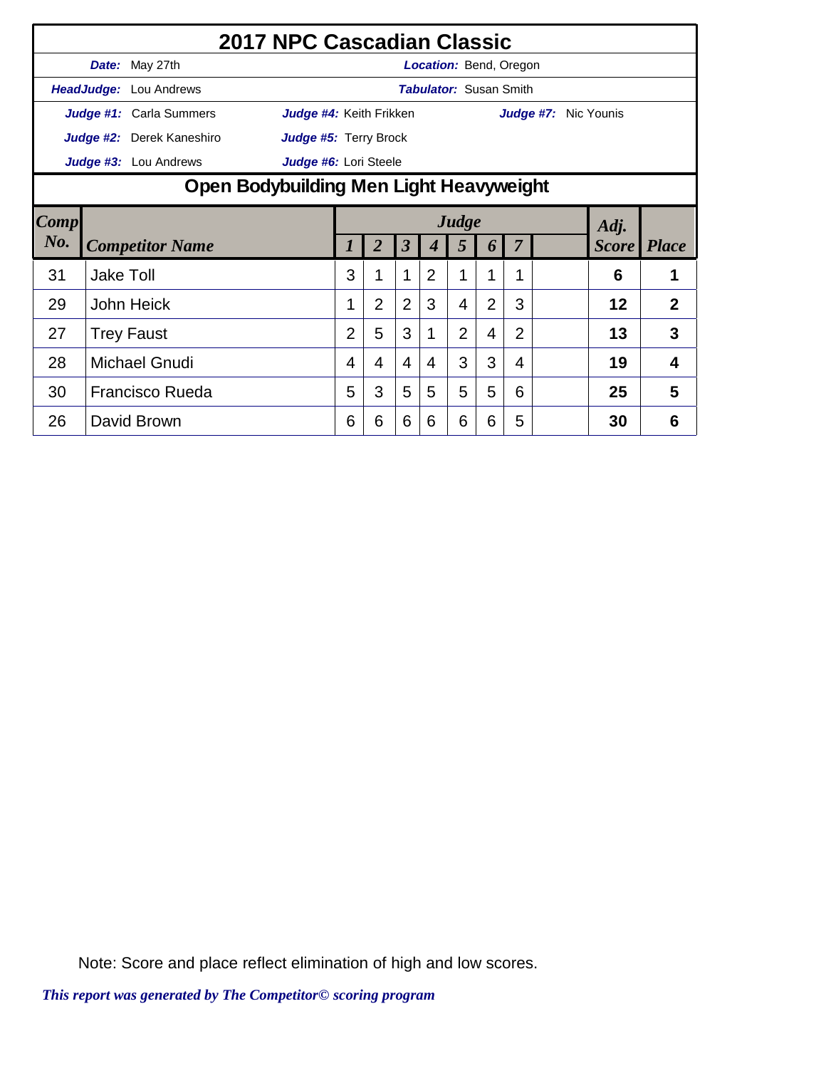# 2017 NPC Cascadian Classic

**Date:** May 27th　　**Location:** Bend, Oregon

**HeadJudge:** Lou Andrews　　**Tabulator:** Susan Smith

**Judge #1:** Carla Summers　　**Judge #4:** Keith Frikken　　**Judge #7:** Nic Younis

**Judge #2:** Derek Kaneshiro　　**Judge #5:** Terry Brock

**Judge #3:** Lou Andrews　　**Judge #6:** Lori Steele

## Open Bodybuilding Men Light Heavyweight

| Comp No. | Competitor Name | Judge 1 | 2 | 3 | 4 | 5 | 6 | 7 | | Adj. Score | Place |
|---|---|---|---|---|---|---|---|---|---|---|---|
| 31 | Jake Toll | 3 | 1 | 1 | 2 | 1 | 1 | 1 | | **6** | **1** |
| 29 | John Heick | 1 | 2 | 2 | 3 | 4 | 2 | 3 | | **12** | **2** |
| 27 | Trey Faust | 2 | 5 | 3 | 1 | 2 | 4 | 2 | | **13** | **3** |
| 28 | Michael Gnudi | 4 | 4 | 4 | 4 | 3 | 3 | 4 | | **19** | **4** |
| 30 | Francisco Rueda | 5 | 3 | 5 | 5 | 5 | 5 | 6 | | **25** | **5** |
| 26 | David Brown | 6 | 6 | 6 | 6 | 6 | 6 | 5 | | **30** | **6** |

Note: Score and place reflect elimination of high and low scores.

*This report was generated by The Competitor© scoring program*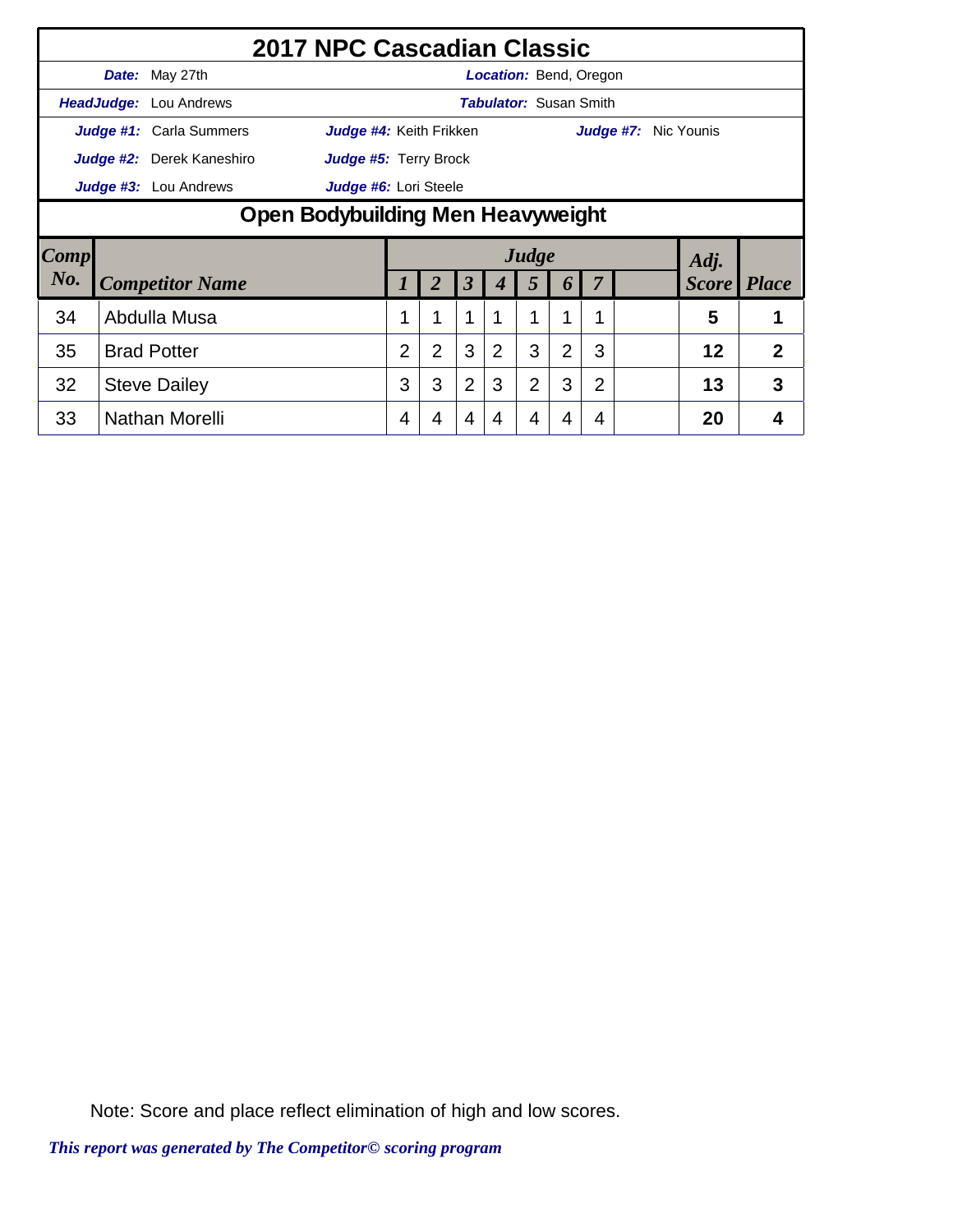# 2017 NPC Cascadian Classic

**Date:** May 27th **Location:** Bend, Oregon

**HeadJudge:** Lou Andrews **Tabulator:** Susan Smith

**Judge #1:** Carla Summers **Judge #4:** Keith Frikken **Judge #7:** Nic Younis

**Judge #2:** Derek Kaneshiro **Judge #5:** Terry Brock

**Judge #3:** Lou Andrews **Judge #6:** Lori Steele

## Open Bodybuilding Men Heavyweight

| Comp No. | Competitor Name | Judge 1 | 2 | 3 | 4 | 5 | 6 | 7 | | Adj. Score | Place |
|---|---|---|---|---|---|---|---|---|---|---|---|
| 34 | Abdulla Musa | 1 | 1 | 1 | 1 | 1 | 1 | 1 | | **5** | **1** |
| 35 | Brad Potter | 2 | 2 | 3 | 2 | 3 | 2 | 3 | | **12** | **2** |
| 32 | Steve Dailey | 3 | 3 | 2 | 3 | 2 | 3 | 2 | | **13** | **3** |
| 33 | Nathan Morelli | 4 | 4 | 4 | 4 | 4 | 4 | 4 | | **20** | **4** |

Note: Score and place reflect elimination of high and low scores.

*This report was generated by The Competitor© scoring program*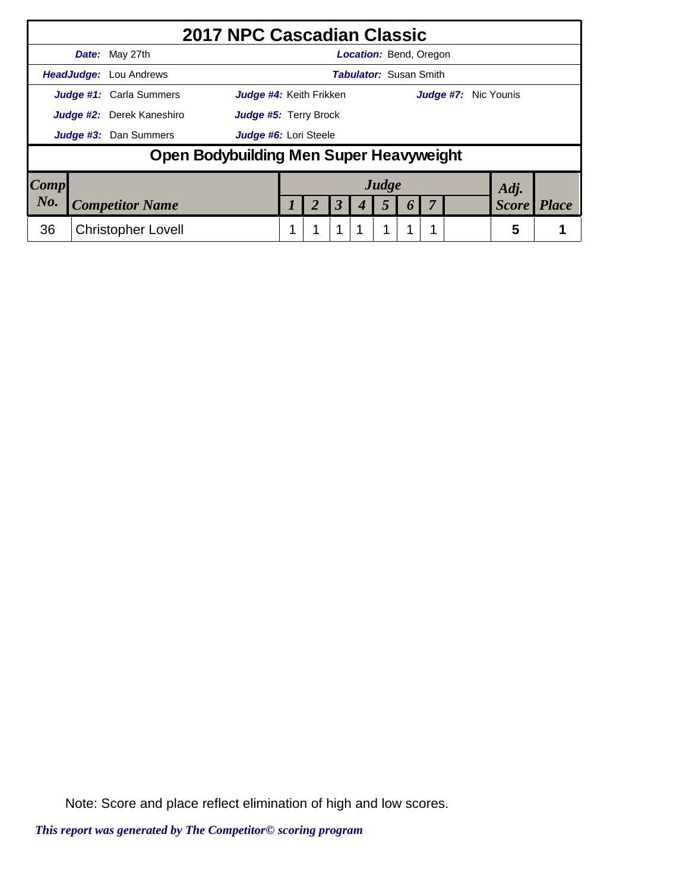# 2017 NPC Cascadian Classic

**Date:** May 27th  **Location:** Bend, Oregon

**HeadJudge:** Lou Andrews  **Tabulator:** Susan Smith

**Judge #1:** Carla Summers  **Judge #4:** Keith Frikken  **Judge #7:** Nic Younis

**Judge #2:** Derek Kaneshiro  **Judge #5:** Terry Brock

**Judge #3:** Dan Summers  **Judge #6:** Lori Steele

## Open Bodybuilding Men Super Heavyweight

| Comp No. | Competitor Name | Judge 1 | 2 | 3 | 4 | 5 | 6 | 7 | | Adj. Score | Place |
|---|---|---|---|---|---|---|---|---|---|---|---|
| 36 | Christopher Lovell | 1 | 1 | 1 | 1 | 1 | 1 | 1 | | 5 | 1 |

Note: Score and place reflect elimination of high and low scores.

*This report was generated by The Competitor© scoring program*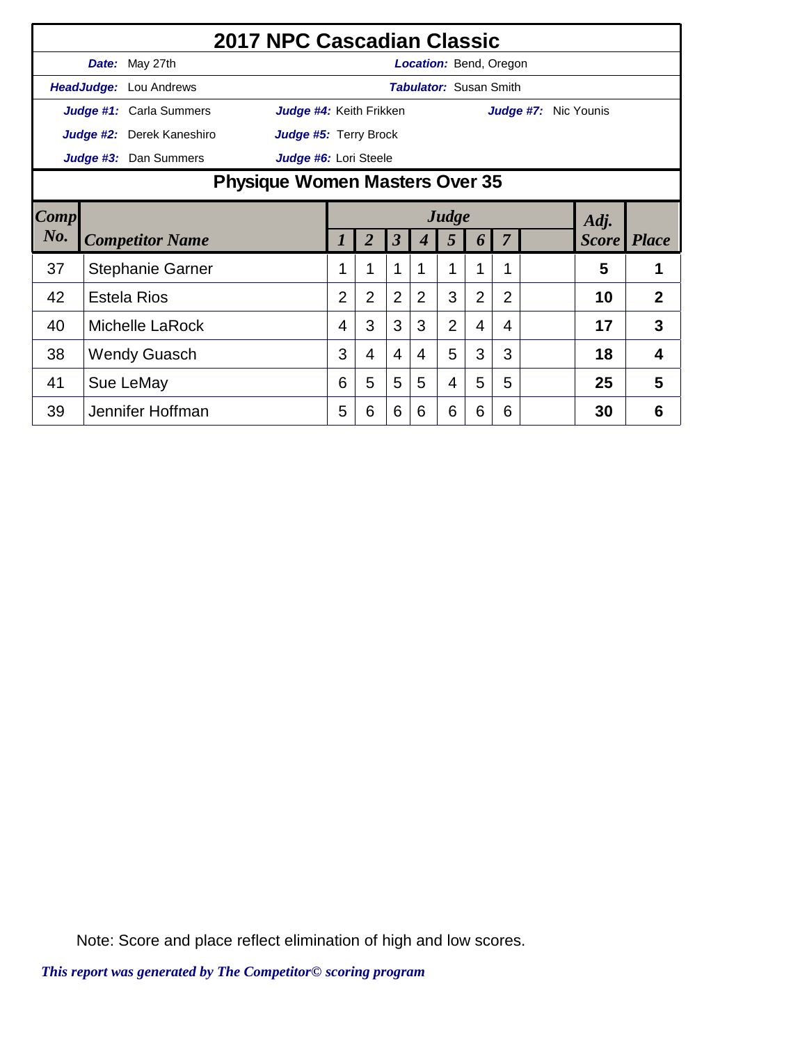# 2017 NPC Cascadian Classic

**Date:** May 27th **Location:** Bend, Oregon

**HeadJudge:** Lou Andrews **Tabulator:** Susan Smith

**Judge #1:** Carla Summers **Judge #4:** Keith Frikken **Judge #7:** Nic Younis

**Judge #2:** Derek Kaneshiro **Judge #5:** Terry Brock

**Judge #3:** Dan Summers **Judge #6:** Lori Steele

## Physique Women Masters Over 35

| Comp No. | Competitor Name | Judge 1 | 2 | 3 | 4 | 5 | 6 | 7 | | Adj. Score | Place |
|---|---|---|---|---|---|---|---|---|---|---|---|
| 37 | Stephanie Garner | 1 | 1 | 1 | 1 | 1 | 1 | 1 | | 5 | 1 |
| 42 | Estela Rios | 2 | 2 | 2 | 2 | 3 | 2 | 2 | | 10 | 2 |
| 40 | Michelle LaRock | 4 | 3 | 3 | 3 | 2 | 4 | 4 | | 17 | 3 |
| 38 | Wendy Guasch | 3 | 4 | 4 | 4 | 5 | 3 | 3 | | 18 | 4 |
| 41 | Sue LeMay | 6 | 5 | 5 | 5 | 4 | 5 | 5 | | 25 | 5 |
| 39 | Jennifer Hoffman | 5 | 6 | 6 | 6 | 6 | 6 | 6 | | 30 | 6 |

Note: Score and place reflect elimination of high and low scores.

*This report was generated by The Competitor© scoring program*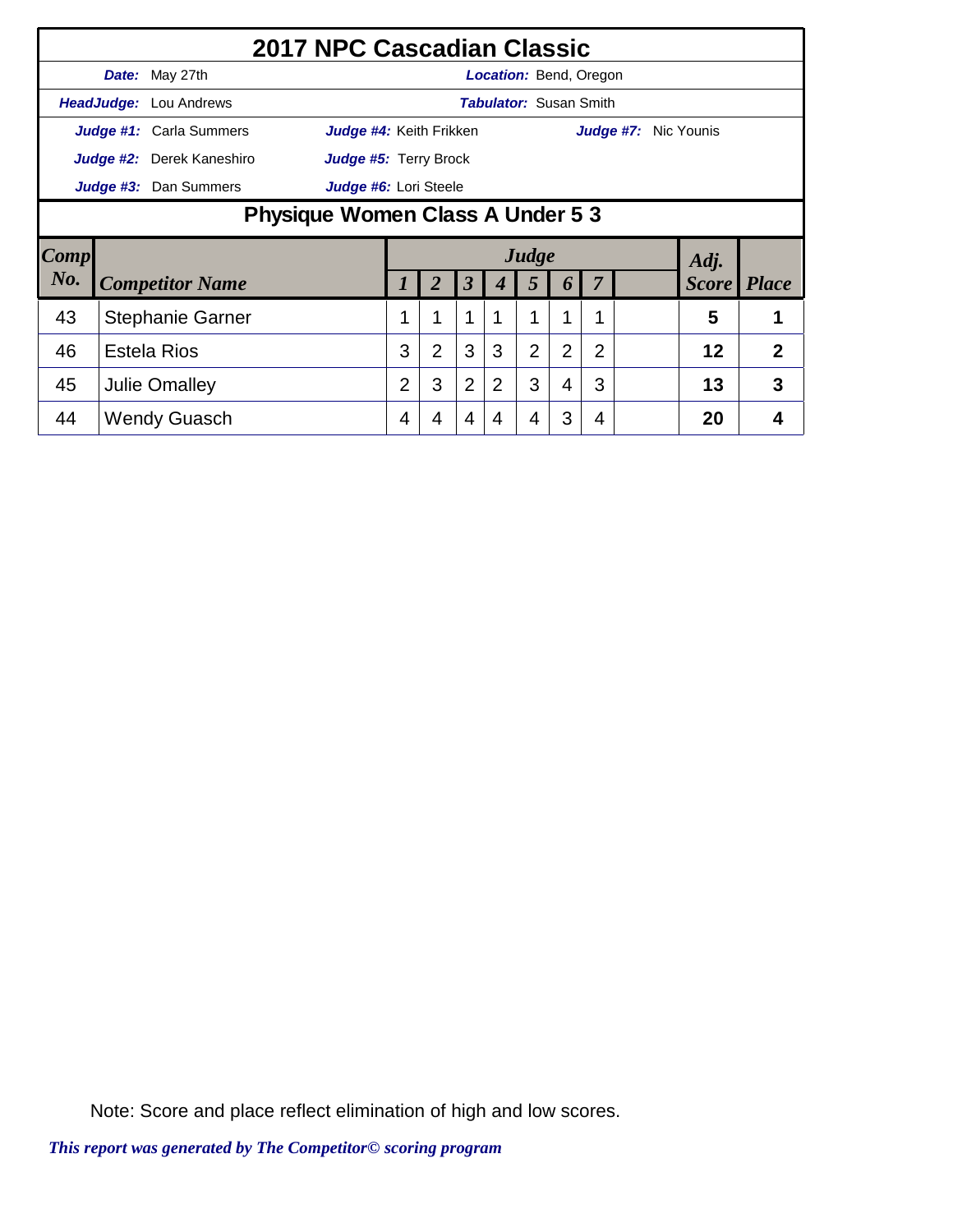# 2017 NPC Cascadian Classic

**Date:** May 27th | **Location:** Bend, Oregon

**HeadJudge:** Lou Andrews | **Tabulator:** Susan Smith

**Judge #1:** Carla Summers | **Judge #4:** Keith Frikken | **Judge #7:** Nic Younis

**Judge #2:** Derek Kaneshiro | **Judge #5:** Terry Brock

**Judge #3:** Dan Summers | **Judge #6:** Lori Steele

## Physique Women Class A Under 5 3

| Comp No. | Competitor Name | Judge 1 | 2 | 3 | 4 | 5 | 6 | 7 | | Adj. Score | Place |
|---|---|---|---|---|---|---|---|---|---|---|---|
| 43 | Stephanie Garner | 1 | 1 | 1 | 1 | 1 | 1 | 1 | | 5 | 1 |
| 46 | Estela Rios | 3 | 2 | 3 | 3 | 2 | 2 | 2 | | 12 | 2 |
| 45 | Julie Omalley | 2 | 3 | 2 | 2 | 3 | 4 | 3 | | 13 | 3 |
| 44 | Wendy Guasch | 4 | 4 | 4 | 4 | 4 | 3 | 4 | | 20 | 4 |

Note: Score and place reflect elimination of high and low scores.

*This report was generated by The Competitor© scoring program*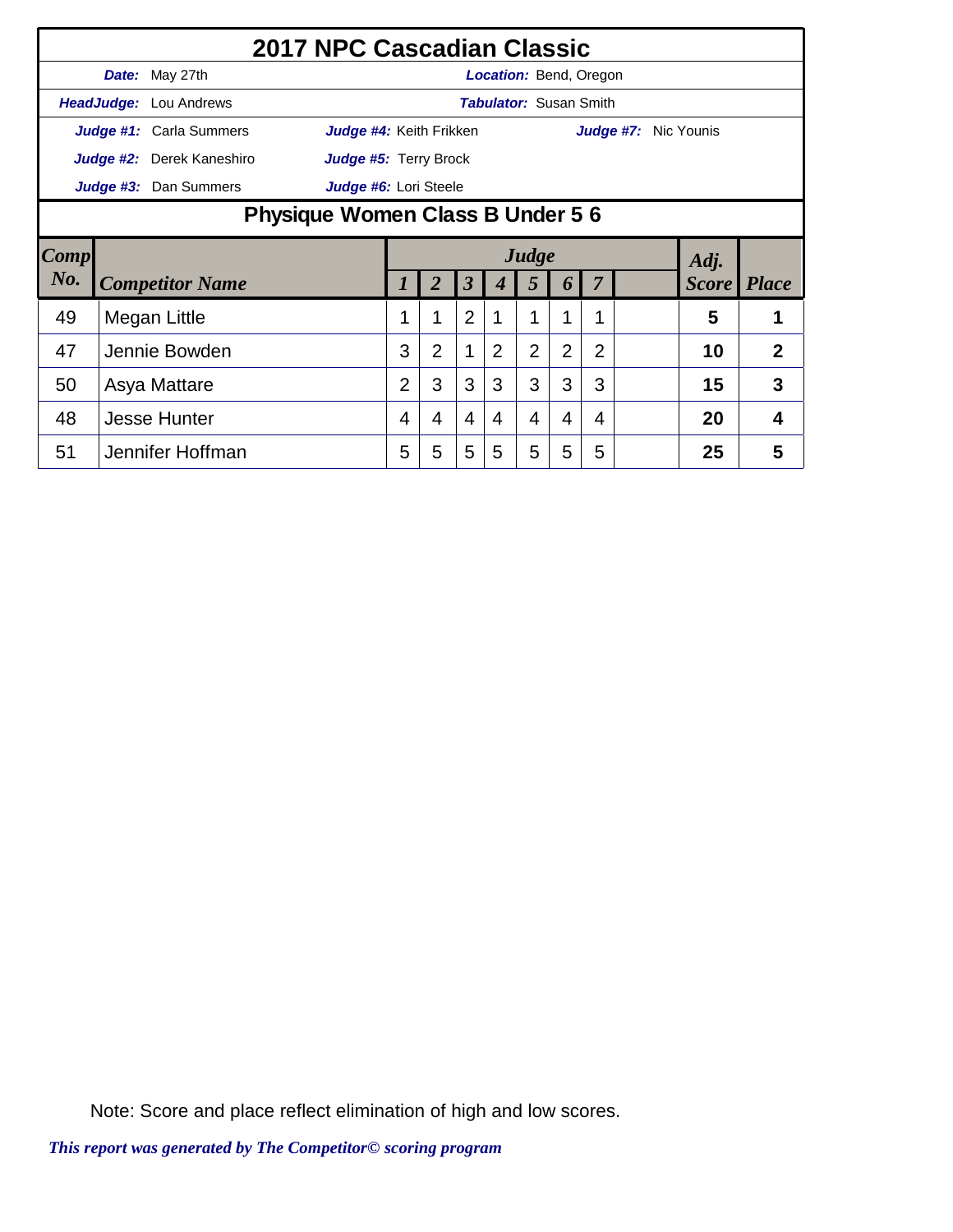# 2017 NPC Cascadian Classic

| | | | |
|---|---|---|---|
| ***Date:*** May 27th | | ***Location:*** Bend, Oregon | |
| ***HeadJudge:*** Lou Andrews | | ***Tabulator:*** Susan Smith | |
| ***Judge #1:*** Carla Summers | ***Judge #4:*** Keith Frikken | ***Judge #7:*** Nic Younis | |
| ***Judge #2:*** Derek Kaneshiro | ***Judge #5:*** Terry Brock | | |
| ***Judge #3:*** Dan Summers | ***Judge #6:*** Lori Steele | | |

## Physique Women Class B Under 5 6

| *Comp No.* | *Competitor Name* | *Judge 1* | *2* | *3* | *4* | *5* | *6* | *7* | | *Adj. Score* | *Place* |
|---|---|---|---|---|---|---|---|---|---|---|---|
| 49 | Megan Little | 1 | 1 | 2 | 1 | 1 | 1 | 1 | | **5** | **1** |
| 47 | Jennie Bowden | 3 | 2 | 1 | 2 | 2 | 2 | 2 | | **10** | **2** |
| 50 | Asya Mattare | 2 | 3 | 3 | 3 | 3 | 3 | 3 | | **15** | **3** |
| 48 | Jesse Hunter | 4 | 4 | 4 | 4 | 4 | 4 | 4 | | **20** | **4** |
| 51 | Jennifer Hoffman | 5 | 5 | 5 | 5 | 5 | 5 | 5 | | **25** | **5** |

Note: Score and place reflect elimination of high and low scores.

*This report was generated by The Competitor© scoring program*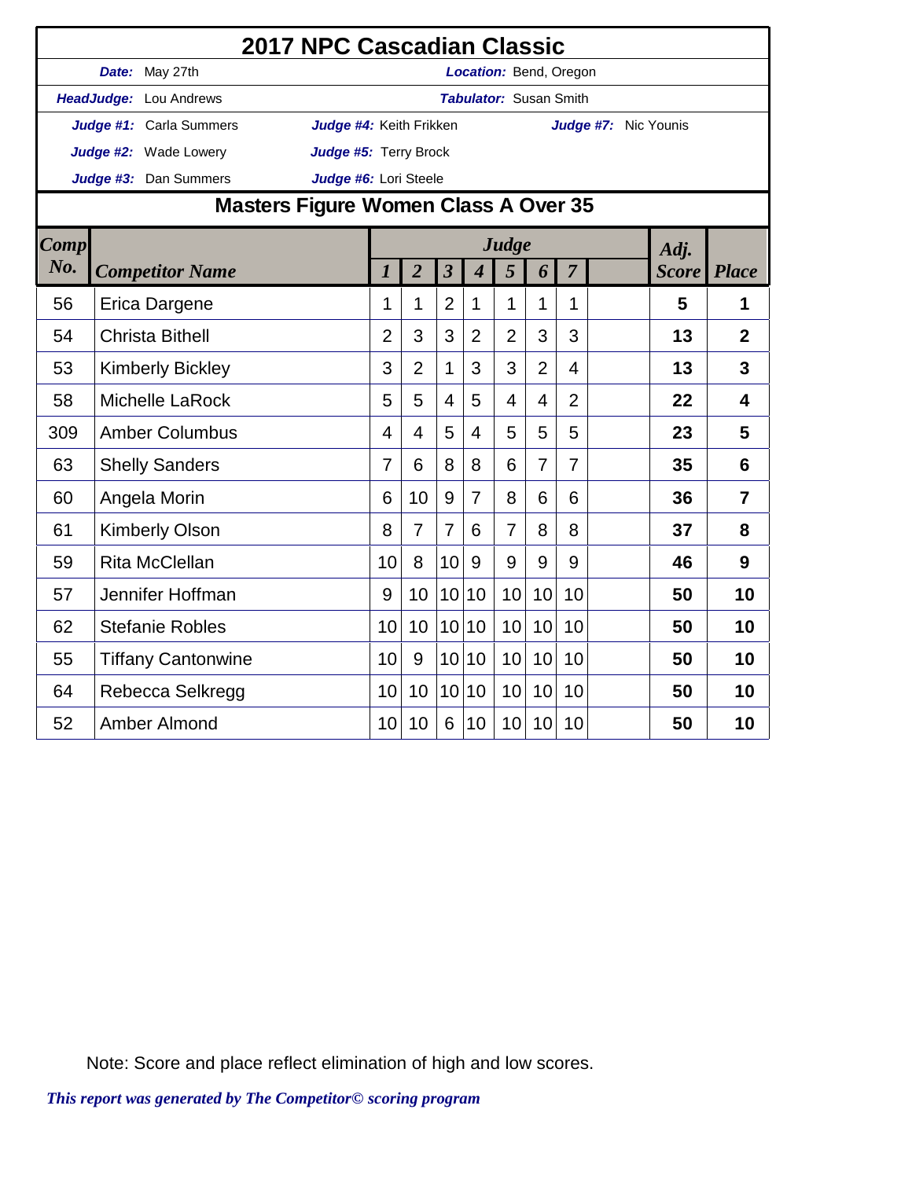# 2017 NPC Cascadian Classic

**Date:** May 27th  **Location:** Bend, Oregon

**HeadJudge:** Lou Andrews  **Tabulator:** Susan Smith

**Judge #1:** Carla Summers  **Judge #4:** Keith Frikken  **Judge #7:** Nic Younis

**Judge #2:** Wade Lowery  **Judge #5:** Terry Brock

**Judge #3:** Dan Summers  **Judge #6:** Lori Steele

## Masters Figure Women Class A Over 35

| Comp No. | Competitor Name | Judge 1 | 2 | 3 | 4 | 5 | 6 | 7 | | Adj. Score | Place |
|---|---|---|---|---|---|---|---|---|---|---|---|
| 56 | Erica Dargene | 1 | 1 | 2 | 1 | 1 | 1 | 1 | | **5** | **1** |
| 54 | Christa Bithell | 2 | 3 | 3 | 2 | 2 | 3 | 3 | | **13** | **2** |
| 53 | Kimberly Bickley | 3 | 2 | 1 | 3 | 3 | 2 | 4 | | **13** | **3** |
| 58 | Michelle LaRock | 5 | 5 | 4 | 5 | 4 | 4 | 2 | | **22** | **4** |
| 309 | Amber Columbus | 4 | 4 | 5 | 4 | 5 | 5 | 5 | | **23** | **5** |
| 63 | Shelly Sanders | 7 | 6 | 8 | 8 | 6 | 7 | 7 | | **35** | **6** |
| 60 | Angela Morin | 6 | 10 | 9 | 7 | 8 | 6 | 6 | | **36** | **7** |
| 61 | Kimberly Olson | 8 | 7 | 7 | 6 | 7 | 8 | 8 | | **37** | **8** |
| 59 | Rita McClellan | 10 | 8 | 10 | 9 | 9 | 9 | 9 | | **46** | **9** |
| 57 | Jennifer Hoffman | 9 | 10 | 10 | 10 | 10 | 10 | 10 | | **50** | **10** |
| 62 | Stefanie Robles | 10 | 10 | 10 | 10 | 10 | 10 | 10 | | **50** | **10** |
| 55 | Tiffany Cantonwine | 10 | 9 | 10 | 10 | 10 | 10 | 10 | | **50** | **10** |
| 64 | Rebecca Selkregg | 10 | 10 | 10 | 10 | 10 | 10 | 10 | | **50** | **10** |
| 52 | Amber Almond | 10 | 10 | 6 | 10 | 10 | 10 | 10 | | **50** | **10** |

Note: Score and place reflect elimination of high and low scores.

*This report was generated by The Competitor© scoring program*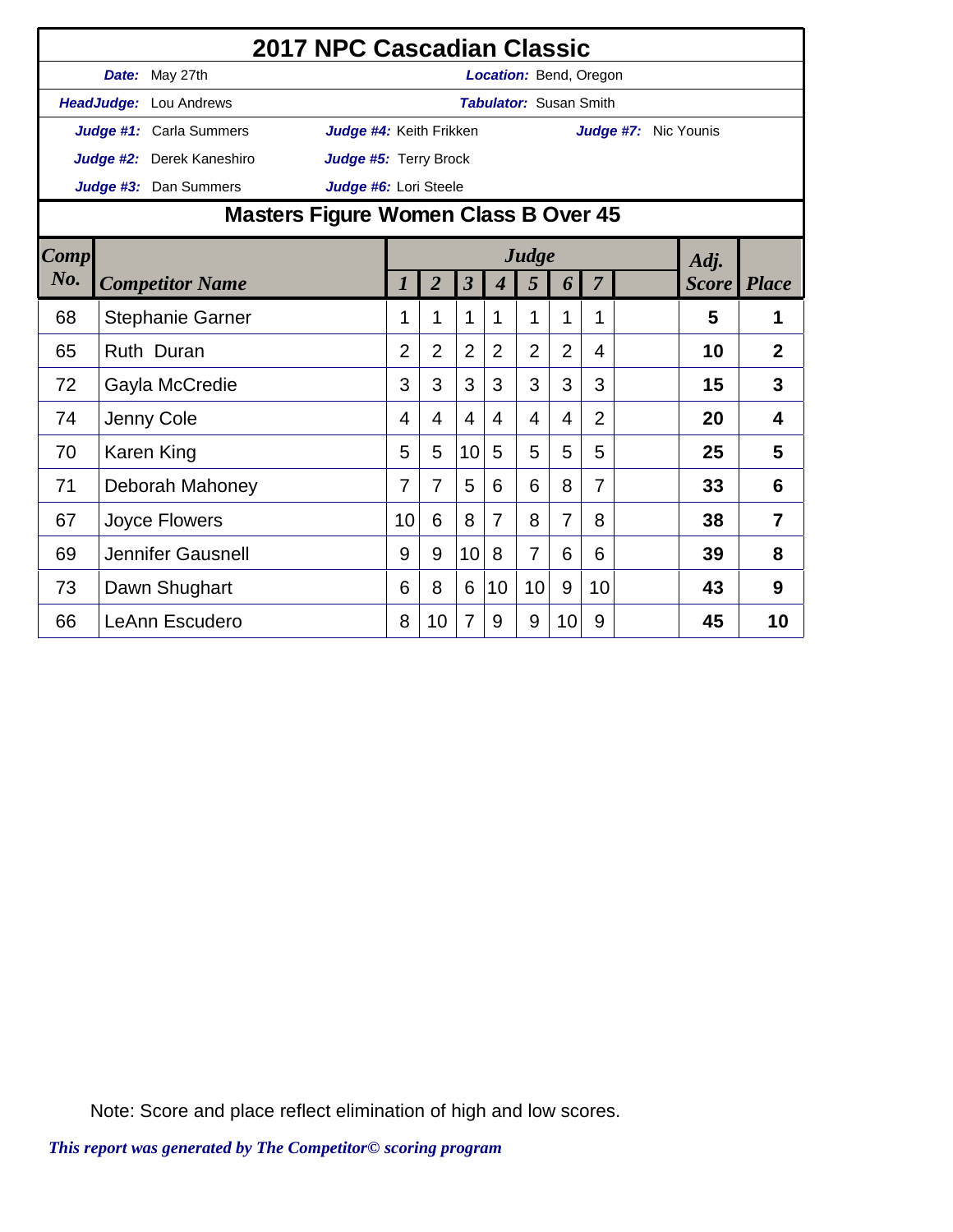# 2017 NPC Cascadian Classic

**Date:** May 27th  **Location:** Bend, Oregon

**HeadJudge:** Lou Andrews  **Tabulator:** Susan Smith

**Judge #1:** Carla Summers  **Judge #4:** Keith Frikken  **Judge #7:** Nic Younis

**Judge #2:** Derek Kaneshiro  **Judge #5:** Terry Brock

**Judge #3:** Dan Summers  **Judge #6:** Lori Steele

## Masters Figure Women Class B Over 45

| Comp No. | Competitor Name | Judge 1 | 2 | 3 | 4 | 5 | 6 | 7 | | Adj. Score | Place |
|---|---|---|---|---|---|---|---|---|---|---|---|
| 68 | Stephanie Garner | 1 | 1 | 1 | 1 | 1 | 1 | 1 | | 5 | 1 |
| 65 | Ruth Duran | 2 | 2 | 2 | 2 | 2 | 2 | 4 | | 10 | 2 |
| 72 | Gayla McCredie | 3 | 3 | 3 | 3 | 3 | 3 | 3 | | 15 | 3 |
| 74 | Jenny Cole | 4 | 4 | 4 | 4 | 4 | 4 | 2 | | 20 | 4 |
| 70 | Karen King | 5 | 5 | 10 | 5 | 5 | 5 | 5 | | 25 | 5 |
| 71 | Deborah Mahoney | 7 | 7 | 5 | 6 | 6 | 8 | 7 | | 33 | 6 |
| 67 | Joyce Flowers | 10 | 6 | 8 | 7 | 8 | 7 | 8 | | 38 | 7 |
| 69 | Jennifer Gausnell | 9 | 9 | 10 | 8 | 7 | 6 | 6 | | 39 | 8 |
| 73 | Dawn Shughart | 6 | 8 | 6 | 10 | 10 | 9 | 10 | | 43 | 9 |
| 66 | LeAnn Escudero | 8 | 10 | 7 | 9 | 9 | 10 | 9 | | 45 | 10 |

Note: Score and place reflect elimination of high and low scores.

*This report was generated by The Competitor© scoring program*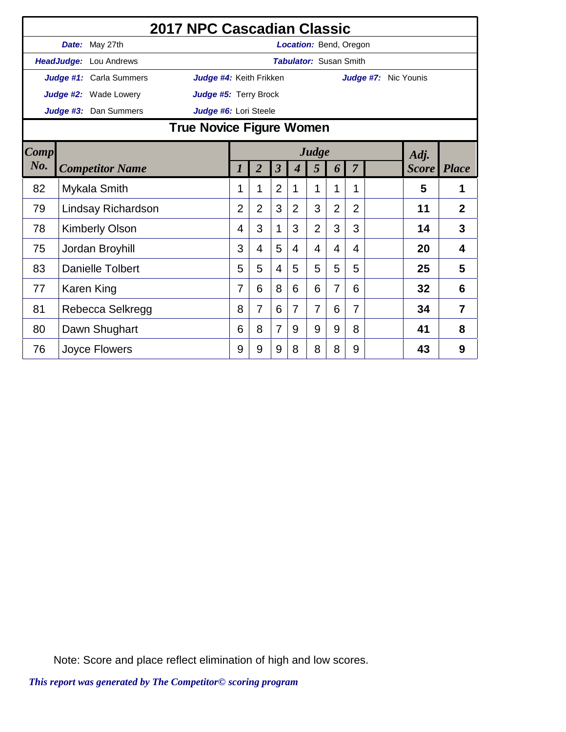# 2017 NPC Cascadian Classic

**Date:** May 27th
**Location:** Bend, Oregon
**HeadJudge:** Lou Andrews
**Tabulator:** Susan Smith

**Judge #1:** Carla Summers
**Judge #2:** Wade Lowery
**Judge #3:** Dan Summers
**Judge #4:** Keith Frikken
**Judge #5:** Terry Brock
**Judge #6:** Lori Steele
**Judge #7:** Nic Younis

## True Novice Figure Women

| Comp No. | Competitor Name | Judge 1 | 2 | 3 | 4 | 5 | 6 | 7 | | Adj. Score | Place |
|---|---|---|---|---|---|---|---|---|---|---|---|
| 82 | Mykala Smith | 1 | 1 | 2 | 1 | 1 | 1 | 1 | | **5** | **1** |
| 79 | Lindsay Richardson | 2 | 2 | 3 | 2 | 3 | 2 | 2 | | **11** | **2** |
| 78 | Kimberly Olson | 4 | 3 | 1 | 3 | 2 | 3 | 3 | | **14** | **3** |
| 75 | Jordan Broyhill | 3 | 4 | 5 | 4 | 4 | 4 | 4 | | **20** | **4** |
| 83 | Danielle Tolbert | 5 | 5 | 4 | 5 | 5 | 5 | 5 | | **25** | **5** |
| 77 | Karen King | 7 | 6 | 8 | 6 | 6 | 7 | 6 | | **32** | **6** |
| 81 | Rebecca Selkregg | 8 | 7 | 6 | 7 | 7 | 6 | 7 | | **34** | **7** |
| 80 | Dawn Shughart | 6 | 8 | 7 | 9 | 9 | 9 | 8 | | **41** | **8** |
| 76 | Joyce Flowers | 9 | 9 | 9 | 8 | 8 | 8 | 9 | | **43** | **9** |

Note: Score and place reflect elimination of high and low scores.

*This report was generated by The Competitor© scoring program*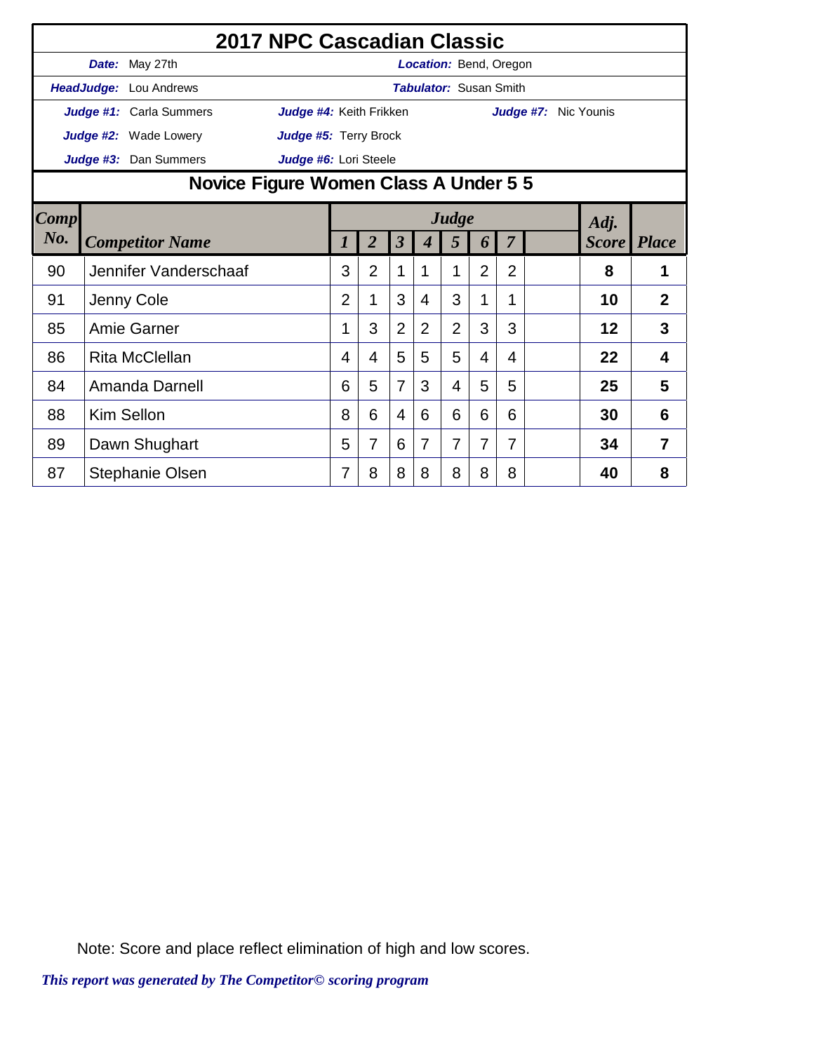# 2017 NPC Cascadian Classic

**Date:** May 27th **Location:** Bend, Oregon

**HeadJudge:** Lou Andrews **Tabulator:** Susan Smith

**Judge #1:** Carla Summers **Judge #4:** Keith Frikken **Judge #7:** Nic Younis

**Judge #2:** Wade Lowery **Judge #5:** Terry Brock

**Judge #3:** Dan Summers **Judge #6:** Lori Steele

## Novice Figure Women Class A Under 5 5

| Comp No. | Competitor Name | Judge 1 | 2 | 3 | 4 | 5 | 6 | 7 | | Adj. Score | Place |
|---|---|---|---|---|---|---|---|---|---|---|---|
| 90 | Jennifer Vanderschaaf | 3 | 2 | 1 | 1 | 1 | 2 | 2 | | 8 | 1 |
| 91 | Jenny Cole | 2 | 1 | 3 | 4 | 3 | 1 | 1 | | 10 | 2 |
| 85 | Amie Garner | 1 | 3 | 2 | 2 | 2 | 3 | 3 | | 12 | 3 |
| 86 | Rita McClellan | 4 | 4 | 5 | 5 | 5 | 4 | 4 | | 22 | 4 |
| 84 | Amanda Darnell | 6 | 5 | 7 | 3 | 4 | 5 | 5 | | 25 | 5 |
| 88 | Kim Sellon | 8 | 6 | 4 | 6 | 6 | 6 | 6 | | 30 | 6 |
| 89 | Dawn Shughart | 5 | 7 | 6 | 7 | 7 | 7 | 7 | | 34 | 7 |
| 87 | Stephanie Olsen | 7 | 8 | 8 | 8 | 8 | 8 | 8 | | 40 | 8 |

Note: Score and place reflect elimination of high and low scores.

*This report was generated by The Competitor© scoring program*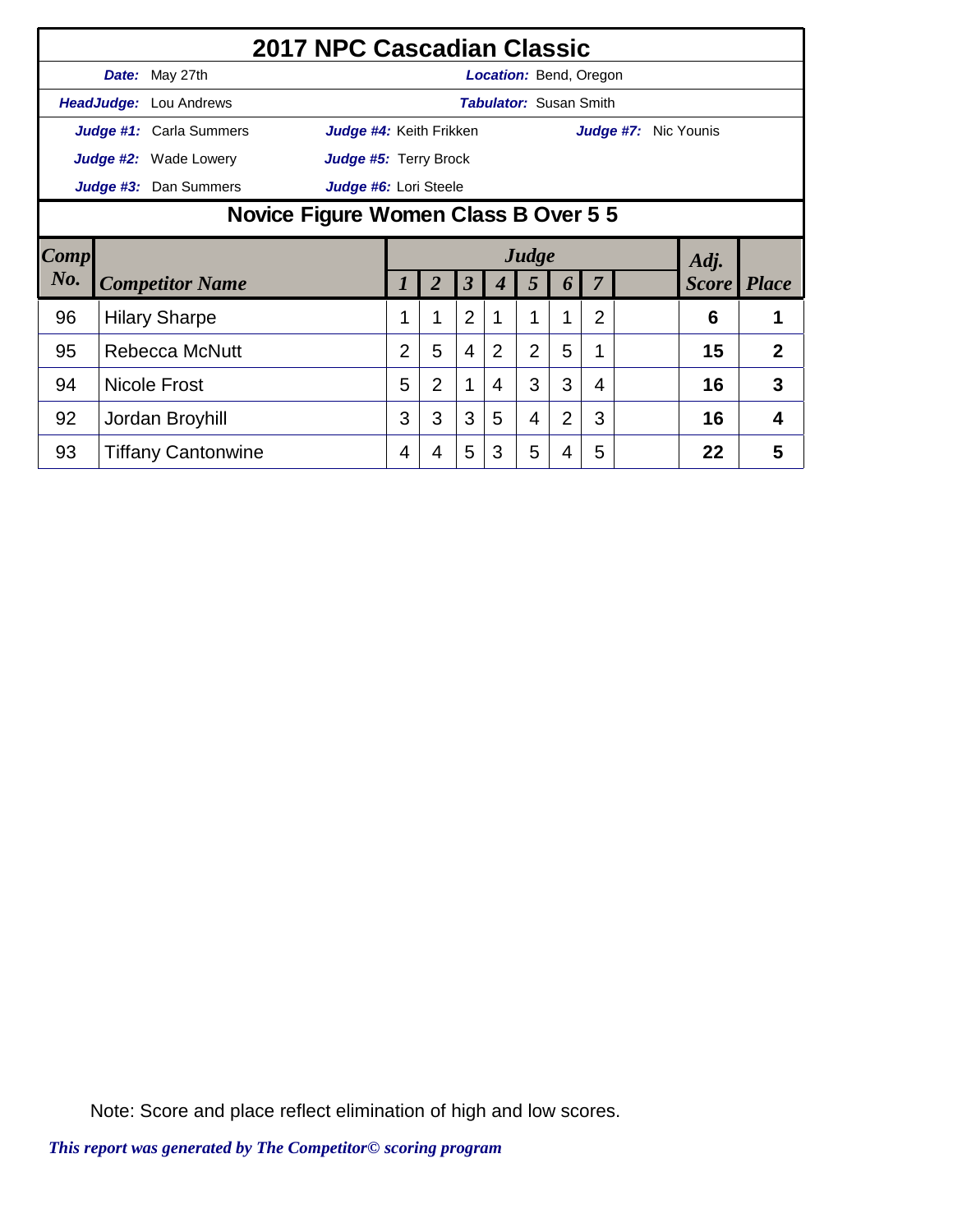# 2017 NPC Cascadian Classic

**Date:** May 27th | **Location:** Bend, Oregon

**HeadJudge:** Lou Andrews | **Tabulator:** Susan Smith

**Judge #1:** Carla Summers | **Judge #4:** Keith Frikken | **Judge #7:** Nic Younis

**Judge #2:** Wade Lowery | **Judge #5:** Terry Brock

**Judge #3:** Dan Summers | **Judge #6:** Lori Steele

## Novice Figure Women Class B Over 5 5

| Comp No. | Competitor Name | Judge 1 | 2 | 3 | 4 | 5 | 6 | 7 | | Adj. Score | Place |
|---|---|---|---|---|---|---|---|---|---|---|---|
| 96 | Hilary Sharpe | 1 | 1 | 2 | 1 | 1 | 1 | 2 | | 6 | 1 |
| 95 | Rebecca McNutt | 2 | 5 | 4 | 2 | 2 | 5 | 1 | | 15 | 2 |
| 94 | Nicole Frost | 5 | 2 | 1 | 4 | 3 | 3 | 4 | | 16 | 3 |
| 92 | Jordan Broyhill | 3 | 3 | 3 | 5 | 4 | 2 | 3 | | 16 | 4 |
| 93 | Tiffany Cantonwine | 4 | 4 | 5 | 3 | 5 | 4 | 5 | | 22 | 5 |

Note: Score and place reflect elimination of high and low scores.

*This report was generated by The Competitor© scoring program*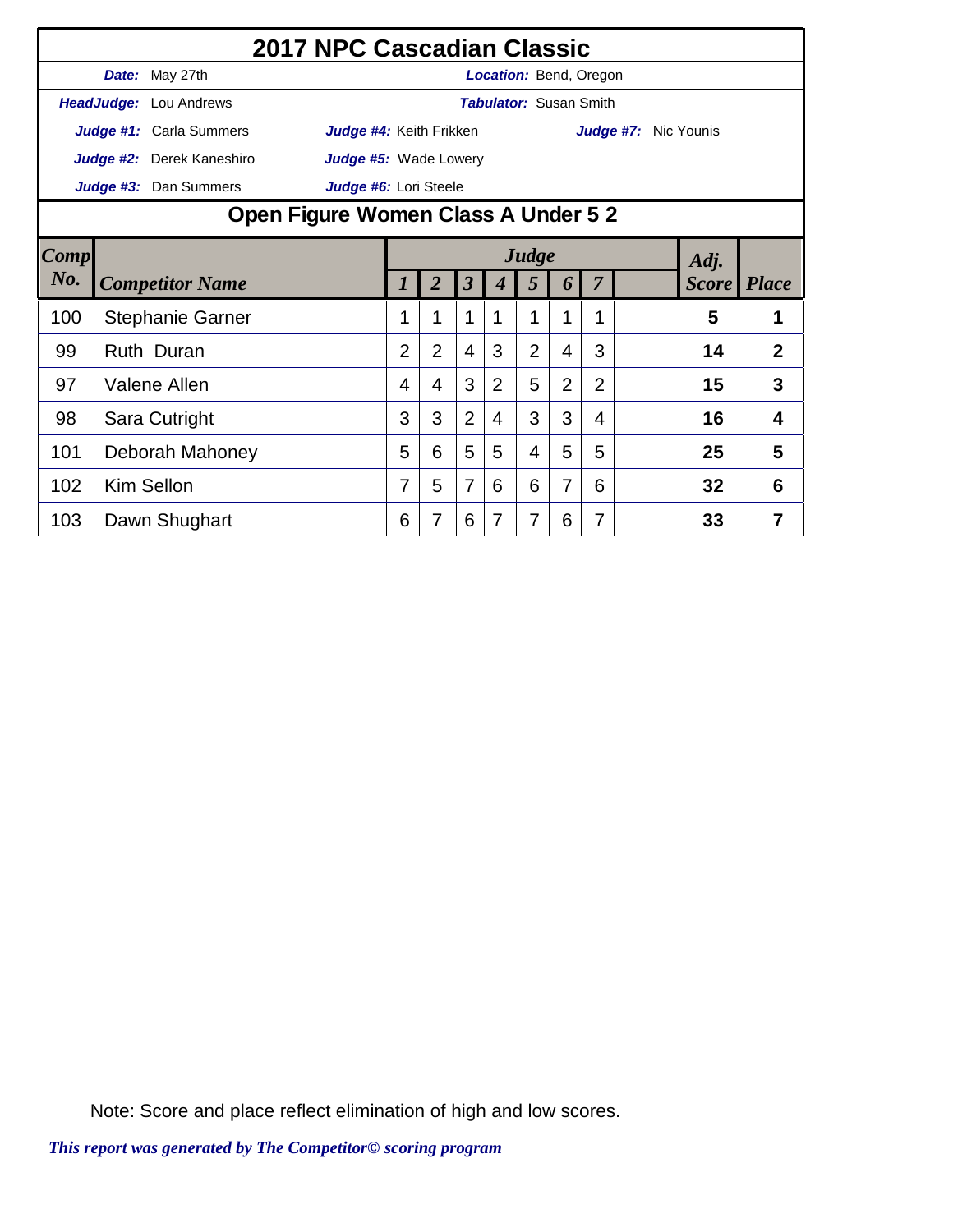# 2017 NPC Cascadian Classic

**Date:** May 27th | **Location:** Bend, Oregon

**HeadJudge:** Lou Andrews | **Tabulator:** Susan Smith

**Judge #1:** Carla Summers | **Judge #4:** Keith Frikken | **Judge #7:** Nic Younis

**Judge #2:** Derek Kaneshiro | **Judge #5:** Wade Lowery

**Judge #3:** Dan Summers | **Judge #6:** Lori Steele

## Open Figure Women Class A Under 5 2

| Comp No. | Competitor Name | Judge 1 | 2 | 3 | 4 | 5 | 6 | 7 | | Adj. Score | Place |
|---|---|---|---|---|---|---|---|---|---|---|---|
| 100 | Stephanie Garner | 1 | 1 | 1 | 1 | 1 | 1 | 1 | | 5 | 1 |
| 99 | Ruth Duran | 2 | 2 | 4 | 3 | 2 | 4 | 3 | | 14 | 2 |
| 97 | Valene Allen | 4 | 4 | 3 | 2 | 5 | 2 | 2 | | 15 | 3 |
| 98 | Sara Cutright | 3 | 3 | 2 | 4 | 3 | 3 | 4 | | 16 | 4 |
| 101 | Deborah Mahoney | 5 | 6 | 5 | 5 | 4 | 5 | 5 | | 25 | 5 |
| 102 | Kim Sellon | 7 | 5 | 7 | 6 | 6 | 7 | 6 | | 32 | 6 |
| 103 | Dawn Shughart | 6 | 7 | 6 | 7 | 7 | 6 | 7 | | 33 | 7 |

Note: Score and place reflect elimination of high and low scores.

*This report was generated by The Competitor© scoring program*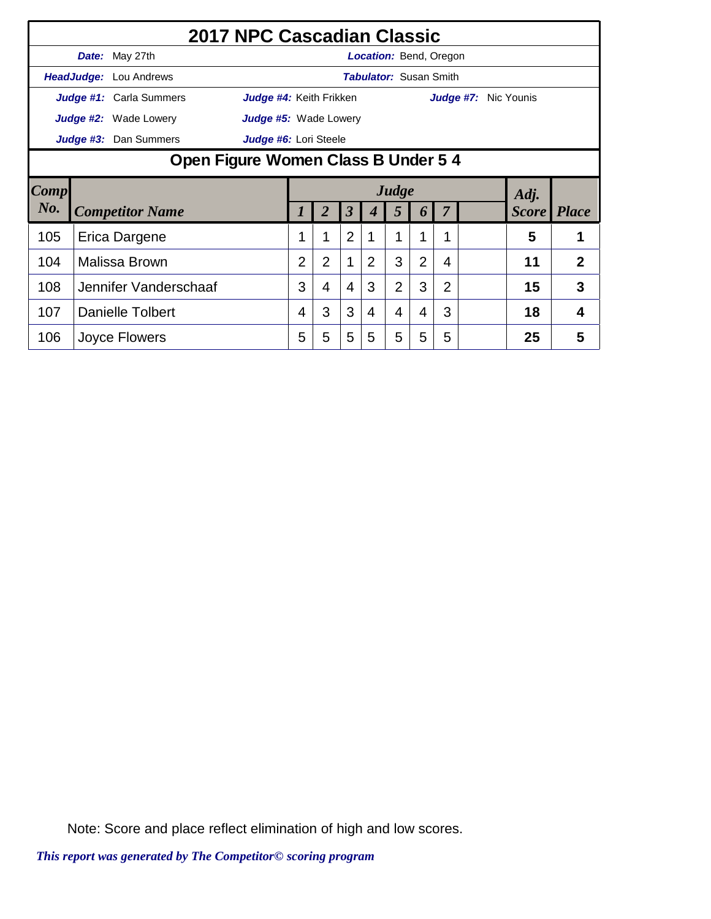# 2017 NPC Cascadian Classic

**Date:** May 27th | **Location:** Bend, Oregon

**HeadJudge:** Lou Andrews | **Tabulator:** Susan Smith

**Judge #1:** Carla Summers | **Judge #4:** Keith Frikken | **Judge #7:** Nic Younis

**Judge #2:** Wade Lowery | **Judge #5:** Wade Lowery

**Judge #3:** Dan Summers | **Judge #6:** Lori Steele

## Open Figure Women Class B Under 5 4

| Comp No. | Competitor Name | Judge 1 | 2 | 3 | 4 | 5 | 6 | 7 | | Adj. Score | Place |
|---|---|---|---|---|---|---|---|---|---|---|---|
| 105 | Erica Dargene | 1 | 1 | 2 | 1 | 1 | 1 | 1 | | 5 | 1 |
| 104 | Malissa Brown | 2 | 2 | 1 | 2 | 3 | 2 | 4 | | 11 | 2 |
| 108 | Jennifer Vanderschaaf | 3 | 4 | 4 | 3 | 2 | 3 | 2 | | 15 | 3 |
| 107 | Danielle Tolbert | 4 | 3 | 3 | 4 | 4 | 4 | 3 | | 18 | 4 |
| 106 | Joyce Flowers | 5 | 5 | 5 | 5 | 5 | 5 | 5 | | 25 | 5 |

Note: Score and place reflect elimination of high and low scores.

*This report was generated by The Competitor© scoring program*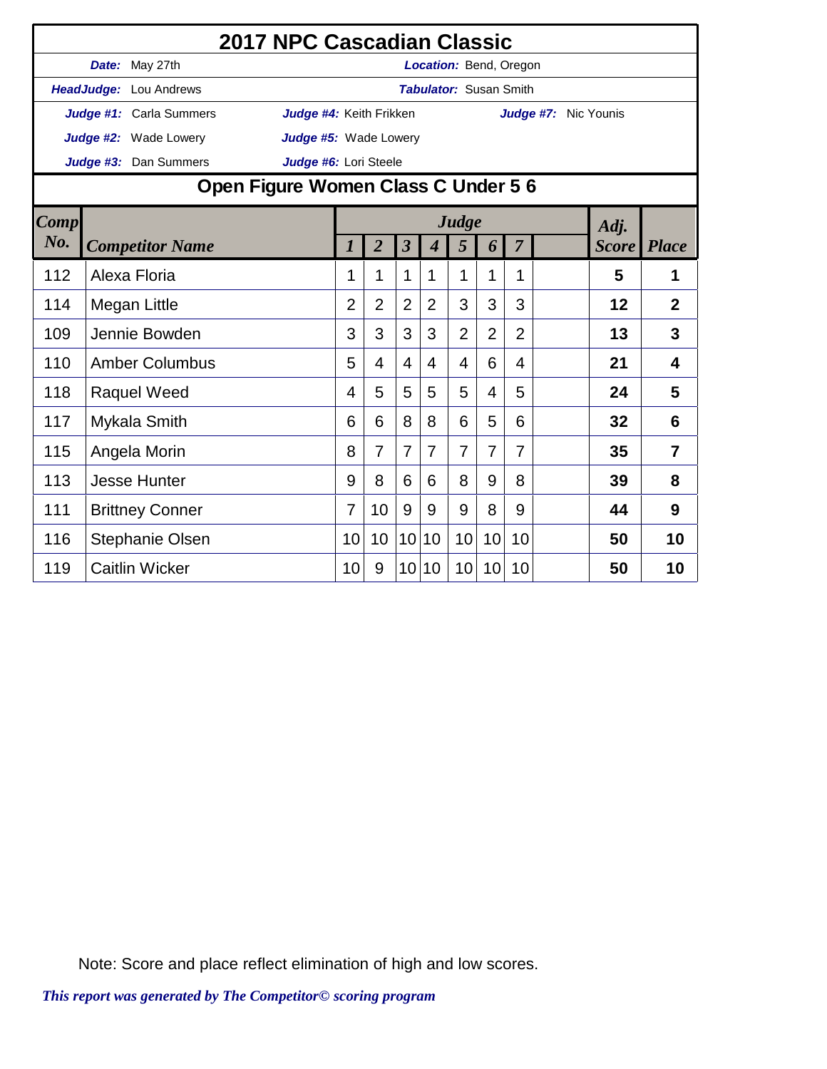# 2017 NPC Cascadian Classic

**Date:** May 27th | **Location:** Bend, Oregon

**HeadJudge:** Lou Andrews | **Tabulator:** Susan Smith

**Judge #1:** Carla Summers | **Judge #4:** Keith Frikken | **Judge #7:** Nic Younis

**Judge #2:** Wade Lowery | **Judge #5:** Wade Lowery

**Judge #3:** Dan Summers | **Judge #6:** Lori Steele

## Open Figure Women Class C Under 5 6

| Comp No. | Competitor Name | Judge 1 | 2 | 3 | 4 | 5 | 6 | 7 | | Adj. Score | Place |
|---|---|---|---|---|---|---|---|---|---|---|---|
| 112 | Alexa Floria | 1 | 1 | 1 | 1 | 1 | 1 | 1 | | **5** | **1** |
| 114 | Megan Little | 2 | 2 | 2 | 2 | 3 | 3 | 3 | | **12** | **2** |
| 109 | Jennie Bowden | 3 | 3 | 3 | 3 | 2 | 2 | 2 | | **13** | **3** |
| 110 | Amber Columbus | 5 | 4 | 4 | 4 | 4 | 6 | 4 | | **21** | **4** |
| 118 | Raquel Weed | 4 | 5 | 5 | 5 | 5 | 4 | 5 | | **24** | **5** |
| 117 | Mykala Smith | 6 | 6 | 8 | 8 | 6 | 5 | 6 | | **32** | **6** |
| 115 | Angela Morin | 8 | 7 | 7 | 7 | 7 | 7 | 7 | | **35** | **7** |
| 113 | Jesse Hunter | 9 | 8 | 6 | 6 | 8 | 9 | 8 | | **39** | **8** |
| 111 | Brittney Conner | 7 | 10 | 9 | 9 | 9 | 8 | 9 | | **44** | **9** |
| 116 | Stephanie Olsen | 10 | 10 | 10 | 10 | 10 | 10 | 10 | | **50** | **10** |
| 119 | Caitlin Wicker | 10 | 9 | 10 | 10 | 10 | 10 | 10 | | **50** | **10** |

Note: Score and place reflect elimination of high and low scores.

*This report was generated by The Competitor© scoring program*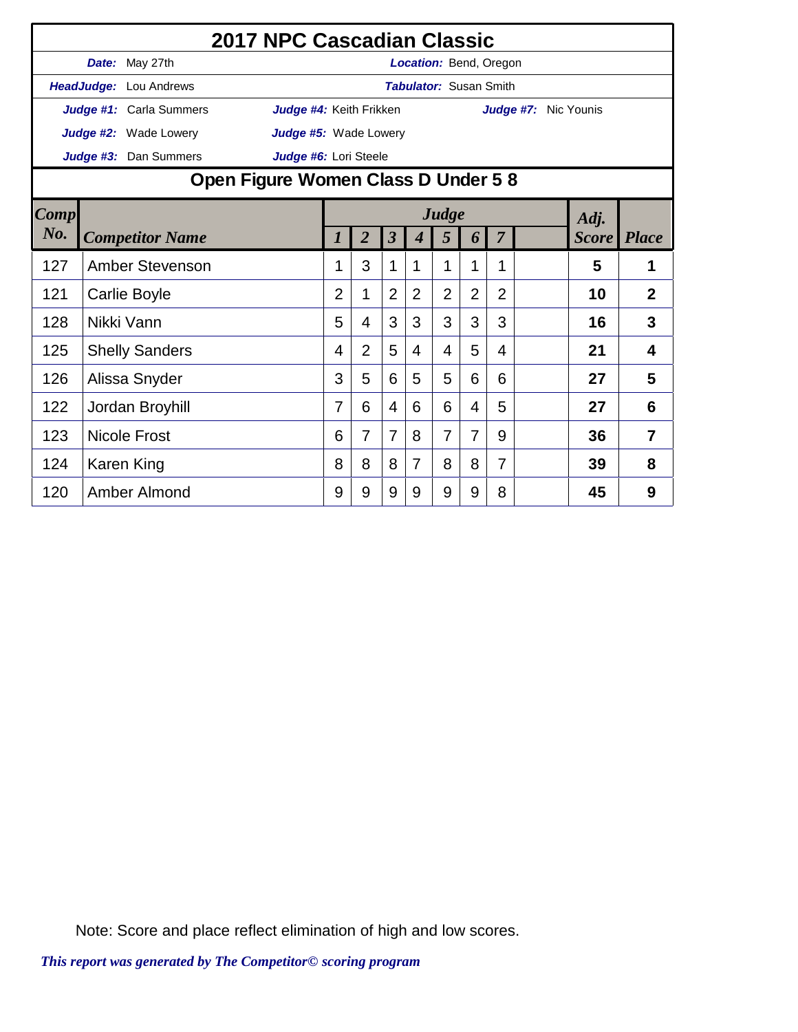# 2017 NPC Cascadian Classic

**Date:** May 27th **Location:** Bend, Oregon

**HeadJudge:** Lou Andrews **Tabulator:** Susan Smith

**Judge #1:** Carla Summers **Judge #4:** Keith Frikken **Judge #7:** Nic Younis

**Judge #2:** Wade Lowery **Judge #5:** Wade Lowery

**Judge #3:** Dan Summers **Judge #6:** Lori Steele

## Open Figure Women Class D Under 5 8

| Comp No. | Competitor Name | Judge 1 | 2 | 3 | 4 | 5 | 6 | 7 | | Adj. Score | Place |
|---|---|---|---|---|---|---|---|---|---|---|---|
| 127 | Amber Stevenson | 1 | 3 | 1 | 1 | 1 | 1 | 1 | | 5 | 1 |
| 121 | Carlie Boyle | 2 | 1 | 2 | 2 | 2 | 2 | 2 | | 10 | 2 |
| 128 | Nikki Vann | 5 | 4 | 3 | 3 | 3 | 3 | 3 | | 16 | 3 |
| 125 | Shelly Sanders | 4 | 2 | 5 | 4 | 4 | 5 | 4 | | 21 | 4 |
| 126 | Alissa Snyder | 3 | 5 | 6 | 5 | 5 | 6 | 6 | | 27 | 5 |
| 122 | Jordan Broyhill | 7 | 6 | 4 | 6 | 6 | 4 | 5 | | 27 | 6 |
| 123 | Nicole Frost | 6 | 7 | 7 | 8 | 7 | 7 | 9 | | 36 | 7 |
| 124 | Karen King | 8 | 8 | 8 | 7 | 8 | 8 | 7 | | 39 | 8 |
| 120 | Amber Almond | 9 | 9 | 9 | 9 | 9 | 9 | 8 | | 45 | 9 |

Note: Score and place reflect elimination of high and low scores.

*This report was generated by The Competitor© scoring program*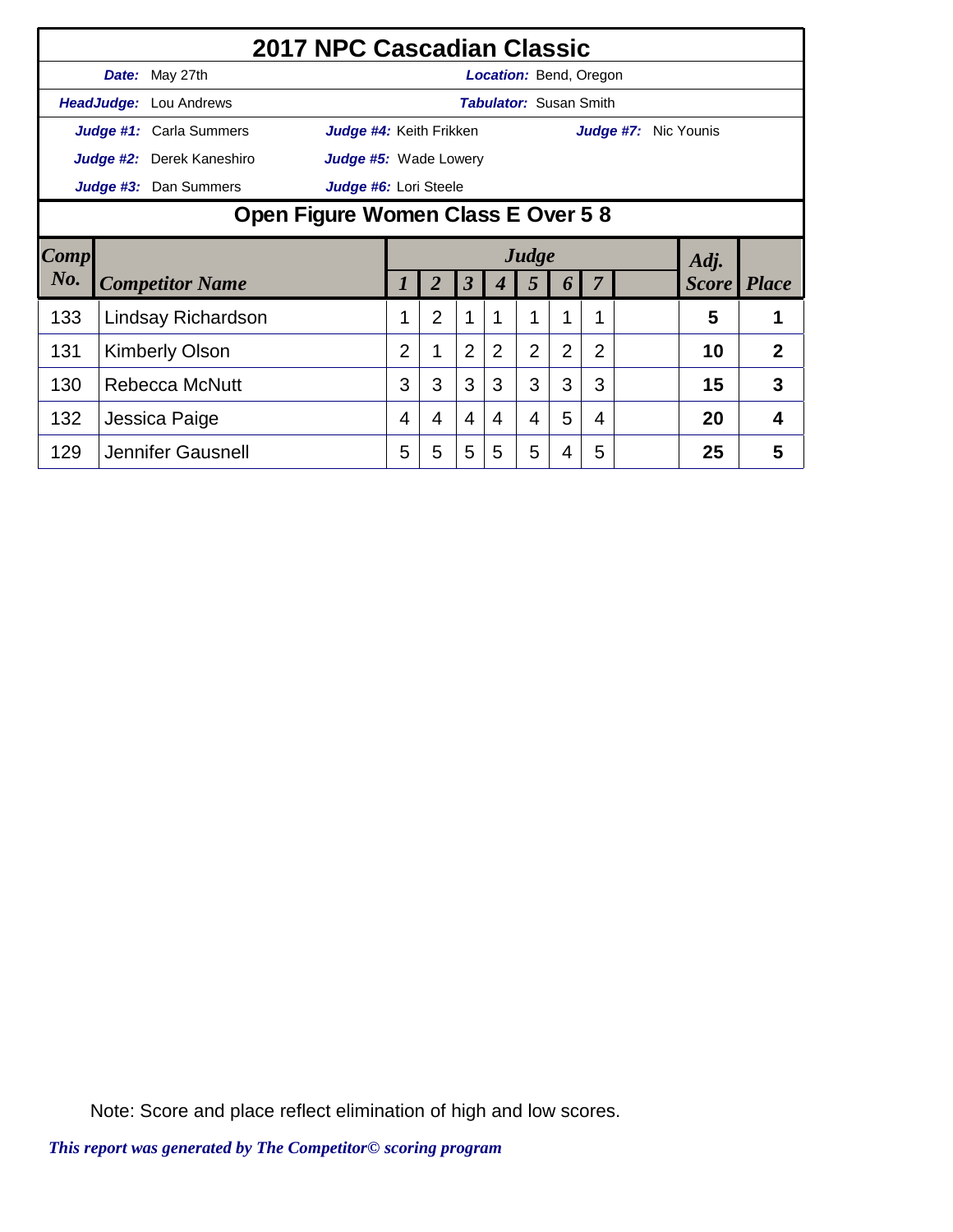# 2017 NPC Cascadian Classic

**Date:** May 27th | **Location:** Bend, Oregon

**HeadJudge:** Lou Andrews | **Tabulator:** Susan Smith

**Judge #1:** Carla Summers | **Judge #4:** Keith Frikken | **Judge #7:** Nic Younis

**Judge #2:** Derek Kaneshiro | **Judge #5:** Wade Lowery

**Judge #3:** Dan Summers | **Judge #6:** Lori Steele

## Open Figure Women Class E Over 5 8

| Comp No. | Competitor Name | Judge 1 | 2 | 3 | 4 | 5 | 6 | 7 | | Adj. Score | Place |
|---|---|---|---|---|---|---|---|---|---|---|---|
| 133 | Lindsay Richardson | 1 | 2 | 1 | 1 | 1 | 1 | 1 | | 5 | 1 |
| 131 | Kimberly Olson | 2 | 1 | 2 | 2 | 2 | 2 | 2 | | 10 | 2 |
| 130 | Rebecca McNutt | 3 | 3 | 3 | 3 | 3 | 3 | 3 | | 15 | 3 |
| 132 | Jessica Paige | 4 | 4 | 4 | 4 | 4 | 5 | 4 | | 20 | 4 |
| 129 | Jennifer Gausnell | 5 | 5 | 5 | 5 | 5 | 4 | 5 | | 25 | 5 |

Note: Score and place reflect elimination of high and low scores.

*This report was generated by The Competitor© scoring program*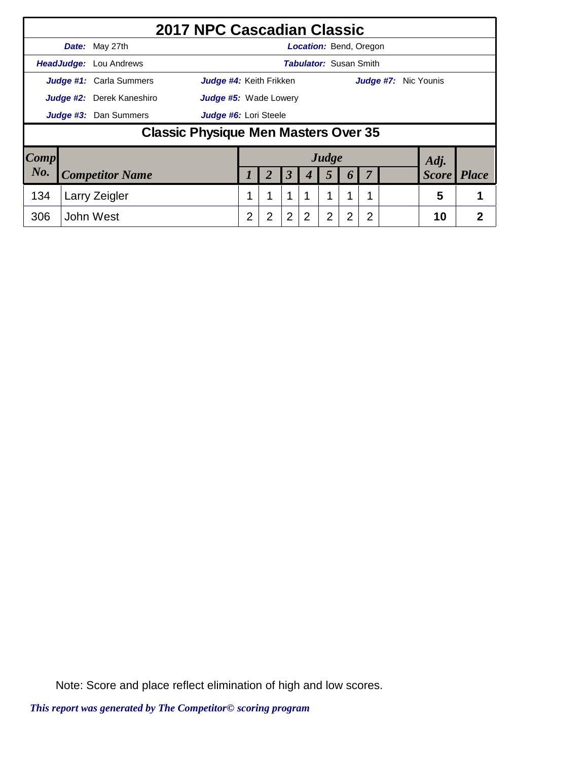# 2017 NPC Cascadian Classic

***Date:*** May 27th | ***Location:*** Bend, Oregon

***HeadJudge:*** Lou Andrews | ***Tabulator:*** Susan Smith

***Judge #1:*** Carla Summers | ***Judge #4:*** Keith Frikken | ***Judge #7:*** Nic Younis

***Judge #2:*** Derek Kaneshiro | ***Judge #5:*** Wade Lowery

***Judge #3:*** Dan Summers | ***Judge #6:*** Lori Steele

## Classic Physique Men Masters Over 35

| Comp No. | Competitor Name | Judge 1 | 2 | 3 | 4 | 5 | 6 | 7 | | Adj. Score | Place |
|---|---|---|---|---|---|---|---|---|---|---|---|
| 134 | Larry Zeigler | 1 | 1 | 1 | 1 | 1 | 1 | 1 | | 5 | 1 |
| 306 | John West | 2 | 2 | 2 | 2 | 2 | 2 | 2 | | 10 | 2 |

Note: Score and place reflect elimination of high and low scores.

*This report was generated by The Competitor© scoring program*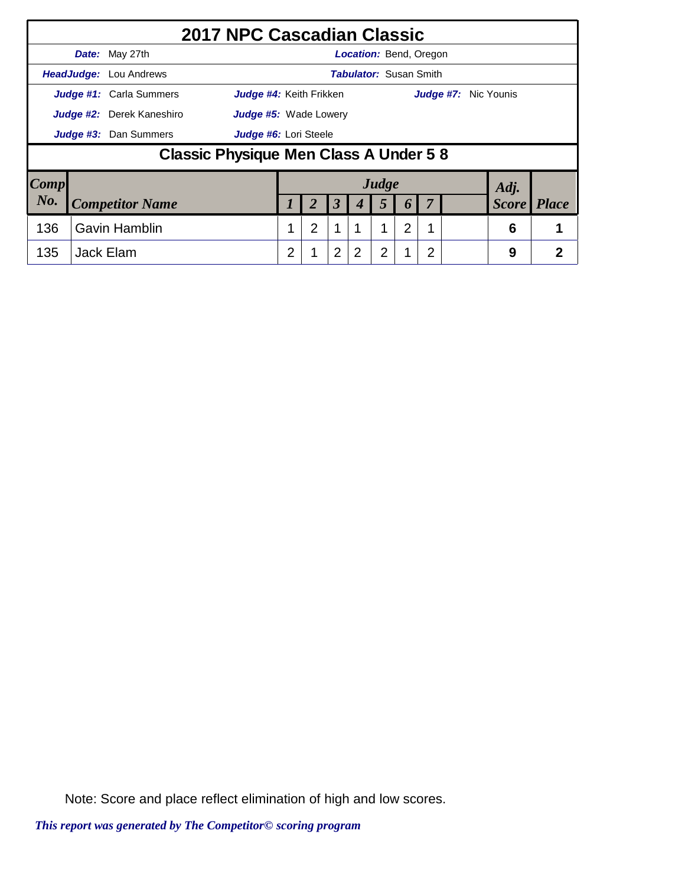# 2017 NPC Cascadian Classic

**Date:** May 27th | **Location:** Bend, Oregon

**HeadJudge:** Lou Andrews | **Tabulator:** Susan Smith

**Judge #1:** Carla Summers | **Judge #4:** Keith Frikken | **Judge #7:** Nic Younis

**Judge #2:** Derek Kaneshiro | **Judge #5:** Wade Lowery

**Judge #3:** Dan Summers | **Judge #6:** Lori Steele

## Classic Physique Men Class A Under 5 8

| Comp No. | Competitor Name | Judge 1 | 2 | 3 | 4 | 5 | 6 | 7 | | Adj. Score | Place |
|---|---|---|---|---|---|---|---|---|---|---|---|
| 136 | Gavin Hamblin | 1 | 2 | 1 | 1 | 1 | 2 | 1 | | 6 | 1 |
| 135 | Jack Elam | 2 | 1 | 2 | 2 | 2 | 1 | 2 | | 9 | 2 |

Note: Score and place reflect elimination of high and low scores.

*This report was generated by The Competitor© scoring program*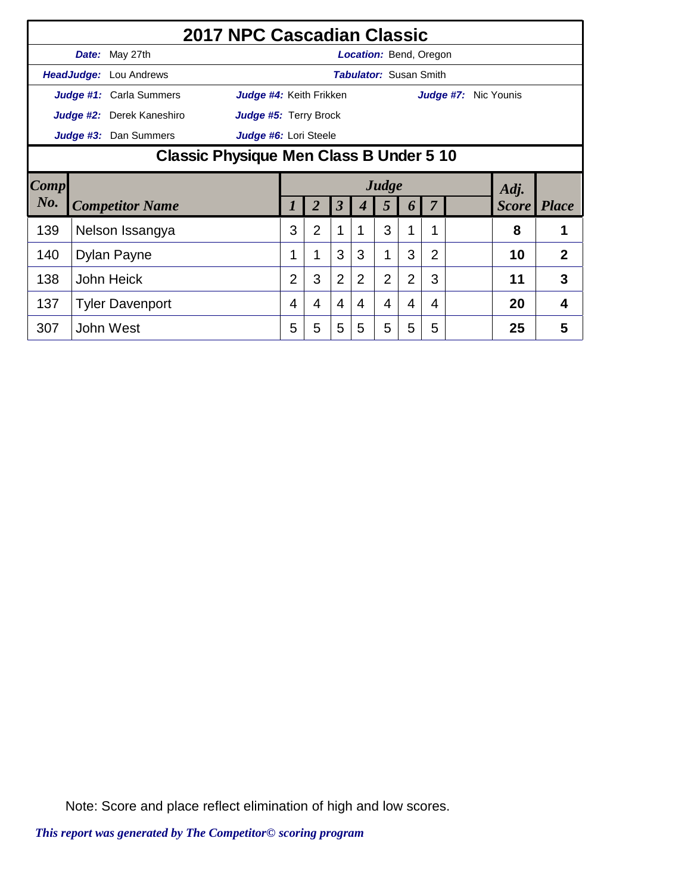# 2017 NPC Cascadian Classic

**Date:** May 27th — **Location:** Bend, Oregon

**HeadJudge:** Lou Andrews — **Tabulator:** Susan Smith

**Judge #1:** Carla Summers — **Judge #4:** Keith Frikken — **Judge #7:** Nic Younis

**Judge #2:** Derek Kaneshiro — **Judge #5:** Terry Brock

**Judge #3:** Dan Summers — **Judge #6:** Lori Steele

## Classic Physique Men Class B Under 5 10

| Comp No. | Competitor Name | Judge 1 | 2 | 3 | 4 | 5 | 6 | 7 | | Adj. Score | Place |
|---|---|---|---|---|---|---|---|---|---|---|---|
| 139 | Nelson Issangya | 3 | 2 | 1 | 1 | 3 | 1 | 1 | | **8** | **1** |
| 140 | Dylan Payne | 1 | 1 | 3 | 3 | 1 | 3 | 2 | | **10** | **2** |
| 138 | John Heick | 2 | 3 | 2 | 2 | 2 | 2 | 3 | | **11** | **3** |
| 137 | Tyler Davenport | 4 | 4 | 4 | 4 | 4 | 4 | 4 | | **20** | **4** |
| 307 | John West | 5 | 5 | 5 | 5 | 5 | 5 | 5 | | **25** | **5** |

Note: Score and place reflect elimination of high and low scores.

*This report was generated by The Competitor© scoring program*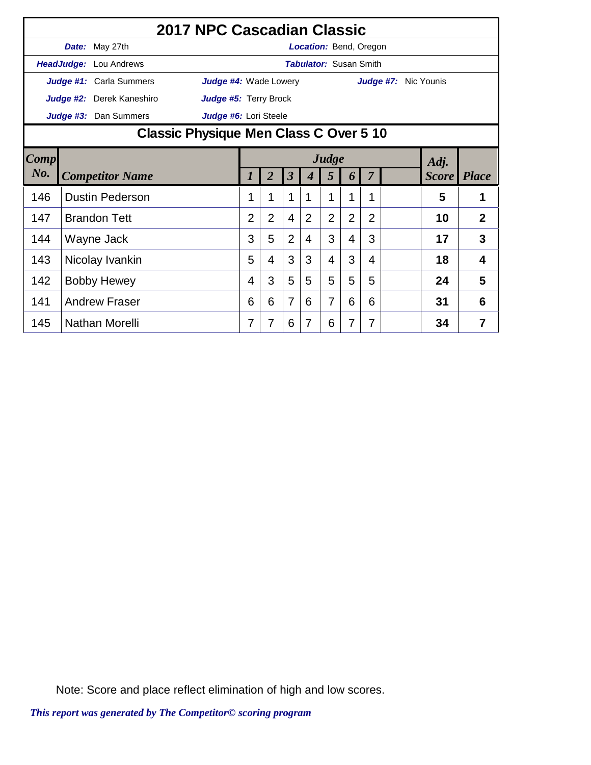# 2017 NPC Cascadian Classic

**Date:** May 27th
**Location:** Bend, Oregon
**HeadJudge:** Lou Andrews
**Tabulator:** Susan Smith

**Judge #1:** Carla Summers
**Judge #2:** Derek Kaneshiro
**Judge #3:** Dan Summers
**Judge #4:** Wade Lowery
**Judge #5:** Terry Brock
**Judge #6:** Lori Steele
**Judge #7:** Nic Younis

## Classic Physique Men Class C Over 5 10

| Comp No. | Competitor Name | Judge 1 | 2 | 3 | 4 | 5 | 6 | 7 | | Adj. Score | Place |
|---|---|---|---|---|---|---|---|---|---|---|---|
| 146 | Dustin Pederson | 1 | 1 | 1 | 1 | 1 | 1 | 1 | | **5** | **1** |
| 147 | Brandon Tett | 2 | 2 | 4 | 2 | 2 | 2 | 2 | | **10** | **2** |
| 144 | Wayne Jack | 3 | 5 | 2 | 4 | 3 | 4 | 3 | | **17** | **3** |
| 143 | Nicolay Ivankin | 5 | 4 | 3 | 3 | 4 | 3 | 4 | | **18** | **4** |
| 142 | Bobby Hewey | 4 | 3 | 5 | 5 | 5 | 5 | 5 | | **24** | **5** |
| 141 | Andrew Fraser | 6 | 6 | 7 | 6 | 7 | 6 | 6 | | **31** | **6** |
| 145 | Nathan Morelli | 7 | 7 | 6 | 7 | 6 | 7 | 7 | | **34** | **7** |

Note: Score and place reflect elimination of high and low scores.

*This report was generated by The Competitor© scoring program*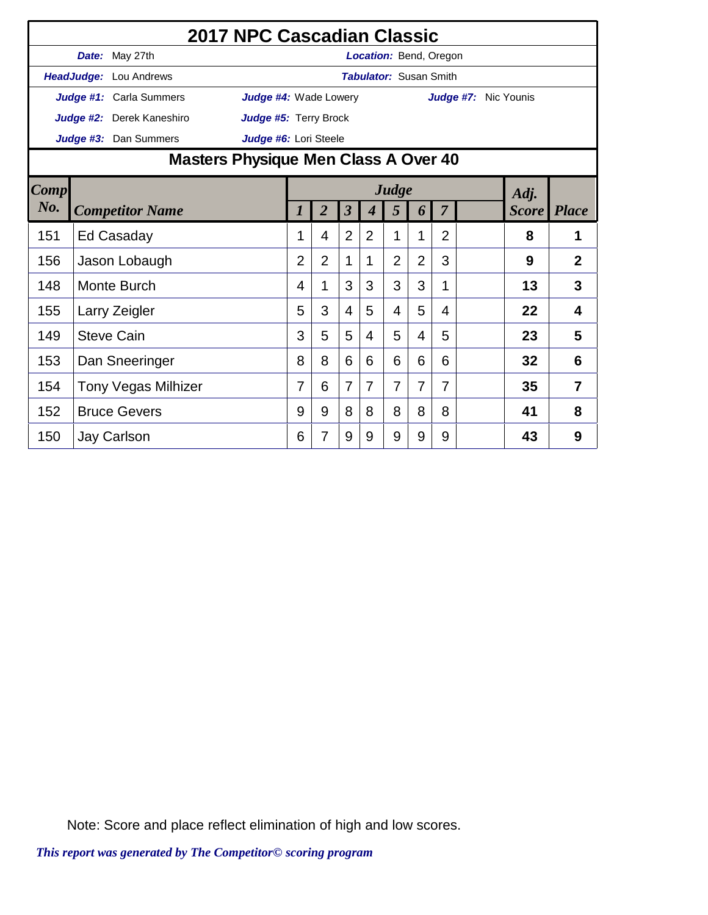# 2017 NPC Cascadian Classic

**Date:** May 27th | **Location:** Bend, Oregon

**HeadJudge:** Lou Andrews | **Tabulator:** Susan Smith

**Judge #1:** Carla Summers | **Judge #4:** Wade Lowery | **Judge #7:** Nic Younis

**Judge #2:** Derek Kaneshiro | **Judge #5:** Terry Brock

**Judge #3:** Dan Summers | **Judge #6:** Lori Steele

## Masters Physique Men Class A Over 40

| Comp No. | Competitor Name | Judge 1 | 2 | 3 | 4 | 5 | 6 | 7 | | Adj. Score | Place |
|---|---|---|---|---|---|---|---|---|---|---|---|
| 151 | Ed Casaday | 1 | 4 | 2 | 2 | 1 | 1 | 2 | | **8** | **1** |
| 156 | Jason Lobaugh | 2 | 2 | 1 | 1 | 2 | 2 | 3 | | **9** | **2** |
| 148 | Monte Burch | 4 | 1 | 3 | 3 | 3 | 3 | 1 | | **13** | **3** |
| 155 | Larry Zeigler | 5 | 3 | 4 | 5 | 4 | 5 | 4 | | **22** | **4** |
| 149 | Steve Cain | 3 | 5 | 5 | 4 | 5 | 4 | 5 | | **23** | **5** |
| 153 | Dan Sneeringer | 8 | 8 | 6 | 6 | 6 | 6 | 6 | | **32** | **6** |
| 154 | Tony Vegas Milhizer | 7 | 6 | 7 | 7 | 7 | 7 | 7 | | **35** | **7** |
| 152 | Bruce Gevers | 9 | 9 | 8 | 8 | 8 | 8 | 8 | | **41** | **8** |
| 150 | Jay Carlson | 6 | 7 | 9 | 9 | 9 | 9 | 9 | | **43** | **9** |

Note: Score and place reflect elimination of high and low scores.

*This report was generated by The Competitor© scoring program*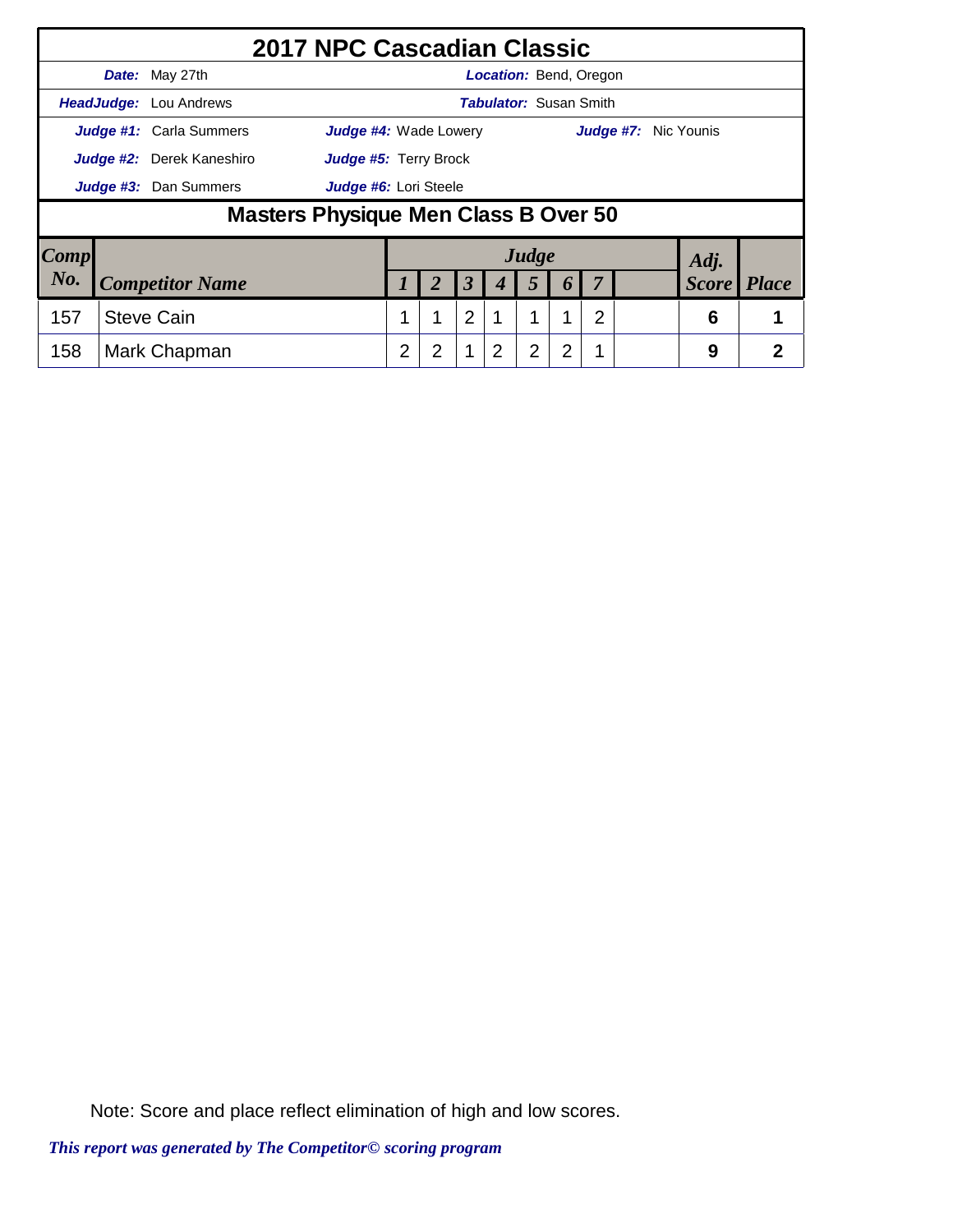# 2017 NPC Cascadian Classic

**Date:** May 27th | **Location:** Bend, Oregon

**HeadJudge:** Lou Andrews | **Tabulator:** Susan Smith

**Judge #1:** Carla Summers | **Judge #4:** Wade Lowery | **Judge #7:** Nic Younis

**Judge #2:** Derek Kaneshiro | **Judge #5:** Terry Brock

**Judge #3:** Dan Summers | **Judge #6:** Lori Steele

## Masters Physique Men Class B Over 50

| Comp No. | Competitor Name | Judge 1 | 2 | 3 | 4 | 5 | 6 | 7 | | Adj. Score | Place |
|---|---|---|---|---|---|---|---|---|---|---|---|
| 157 | Steve Cain | 1 | 1 | 2 | 1 | 1 | 1 | 2 | | 6 | 1 |
| 158 | Mark Chapman | 2 | 2 | 1 | 2 | 2 | 2 | 1 | | 9 | 2 |

Note: Score and place reflect elimination of high and low scores.

*This report was generated by The Competitor© scoring program*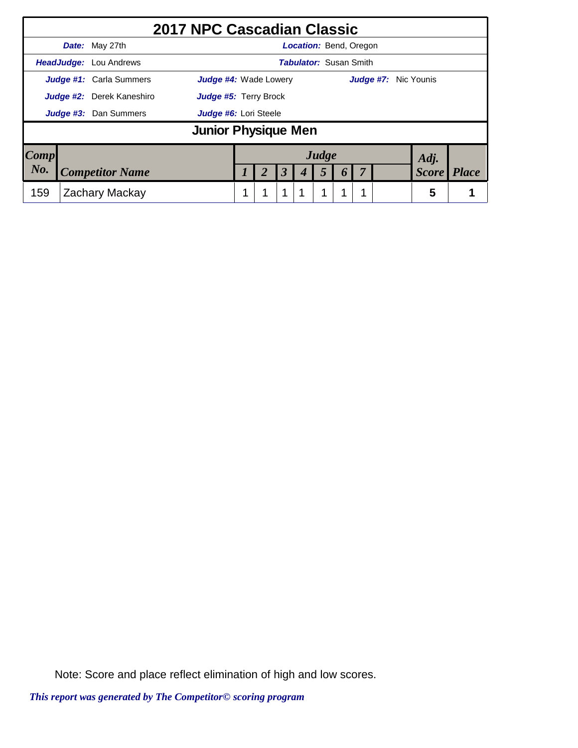# 2017 NPC Cascadian Classic

***Date:*** May 27th ***Location:*** Bend, Oregon

***HeadJudge:*** Lou Andrews ***Tabulator:*** Susan Smith

***Judge #1:*** Carla Summers ***Judge #4:*** Wade Lowery ***Judge #7:*** Nic Younis

***Judge #2:*** Derek Kaneshiro ***Judge #5:*** Terry Brock

***Judge #3:*** Dan Summers ***Judge #6:*** Lori Steele

## Junior Physique Men

| *Comp No.* | *Competitor Name* | *Judge 1* | *2* | *3* | *4* | *5* | *6* | *7* | | *Adj. Score* | *Place* |
|---|---|---|---|---|---|---|---|---|---|---|---|
| 159 | Zachary Mackay | 1 | 1 | 1 | 1 | 1 | 1 | 1 | | 5 | 1 |

Note: Score and place reflect elimination of high and low scores.

*This report was generated by The Competitor© scoring program*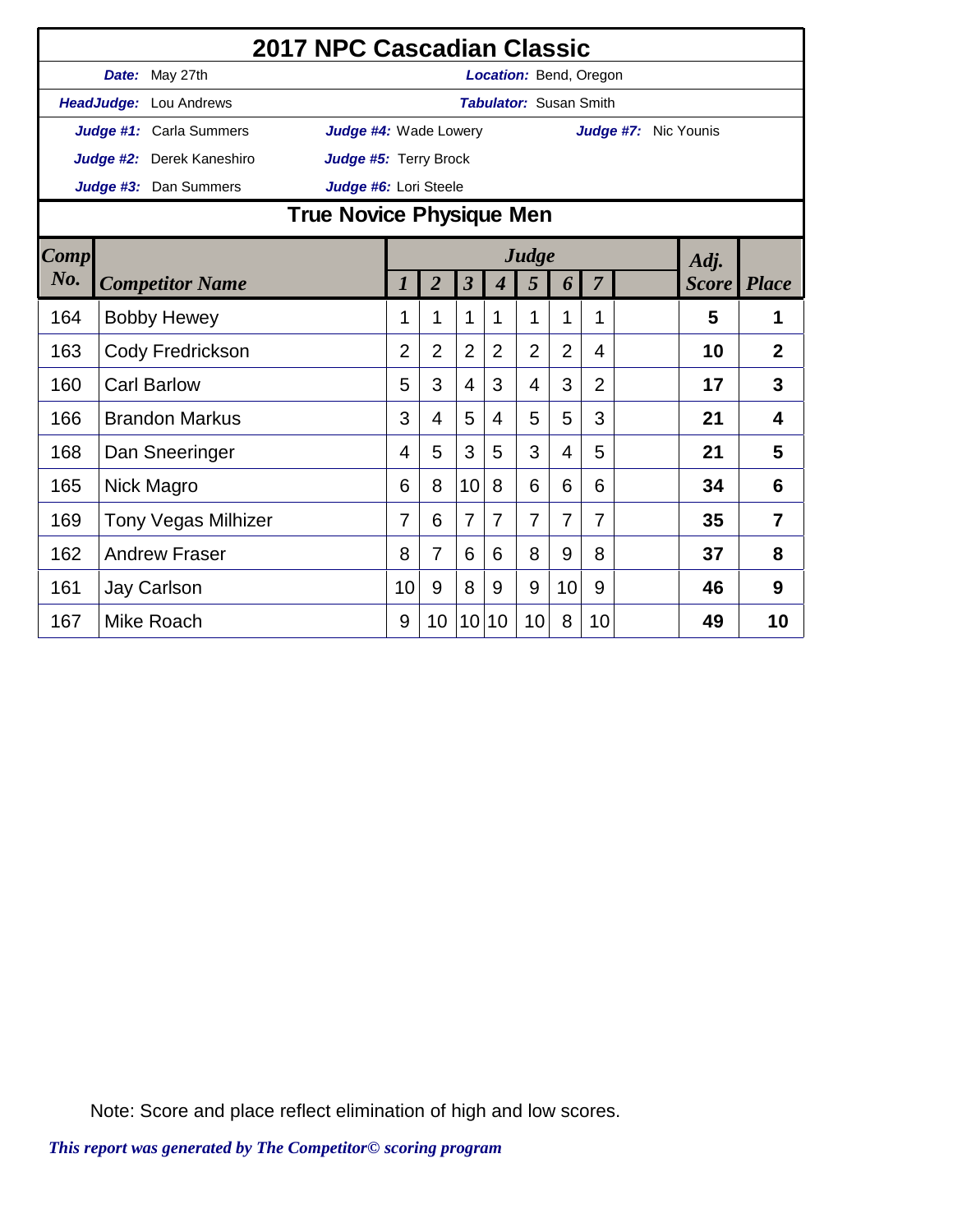# 2017 NPC Cascadian Classic

***Date:*** May 27th ***Location:*** Bend, Oregon

***HeadJudge:*** Lou Andrews ***Tabulator:*** Susan Smith

***Judge #1:*** Carla Summers ***Judge #4:*** Wade Lowery ***Judge #7:*** Nic Younis

***Judge #2:*** Derek Kaneshiro ***Judge #5:*** Terry Brock

***Judge #3:*** Dan Summers ***Judge #6:*** Lori Steele

## True Novice Physique Men

| Comp No. | Competitor Name | Judge 1 | 2 | 3 | 4 | 5 | 6 | 7 | | Adj. Score | Place |
|---|---|---|---|---|---|---|---|---|---|---|---|
| 164 | Bobby Hewey | 1 | 1 | 1 | 1 | 1 | 1 | 1 | | **5** | **1** |
| 163 | Cody Fredrickson | 2 | 2 | 2 | 2 | 2 | 2 | 4 | | **10** | **2** |
| 160 | Carl Barlow | 5 | 3 | 4 | 3 | 4 | 3 | 2 | | **17** | **3** |
| 166 | Brandon Markus | 3 | 4 | 5 | 4 | 5 | 5 | 3 | | **21** | **4** |
| 168 | Dan Sneeringer | 4 | 5 | 3 | 5 | 3 | 4 | 5 | | **21** | **5** |
| 165 | Nick Magro | 6 | 8 | 10 | 8 | 6 | 6 | 6 | | **34** | **6** |
| 169 | Tony Vegas Milhizer | 7 | 6 | 7 | 7 | 7 | 7 | 7 | | **35** | **7** |
| 162 | Andrew Fraser | 8 | 7 | 6 | 6 | 8 | 9 | 8 | | **37** | **8** |
| 161 | Jay Carlson | 10 | 9 | 8 | 9 | 9 | 10 | 9 | | **46** | **9** |
| 167 | Mike Roach | 9 | 10 | 10 | 10 | 10 | 8 | 10 | | **49** | **10** |

Note: Score and place reflect elimination of high and low scores.

***This report was generated by The Competitor© scoring program***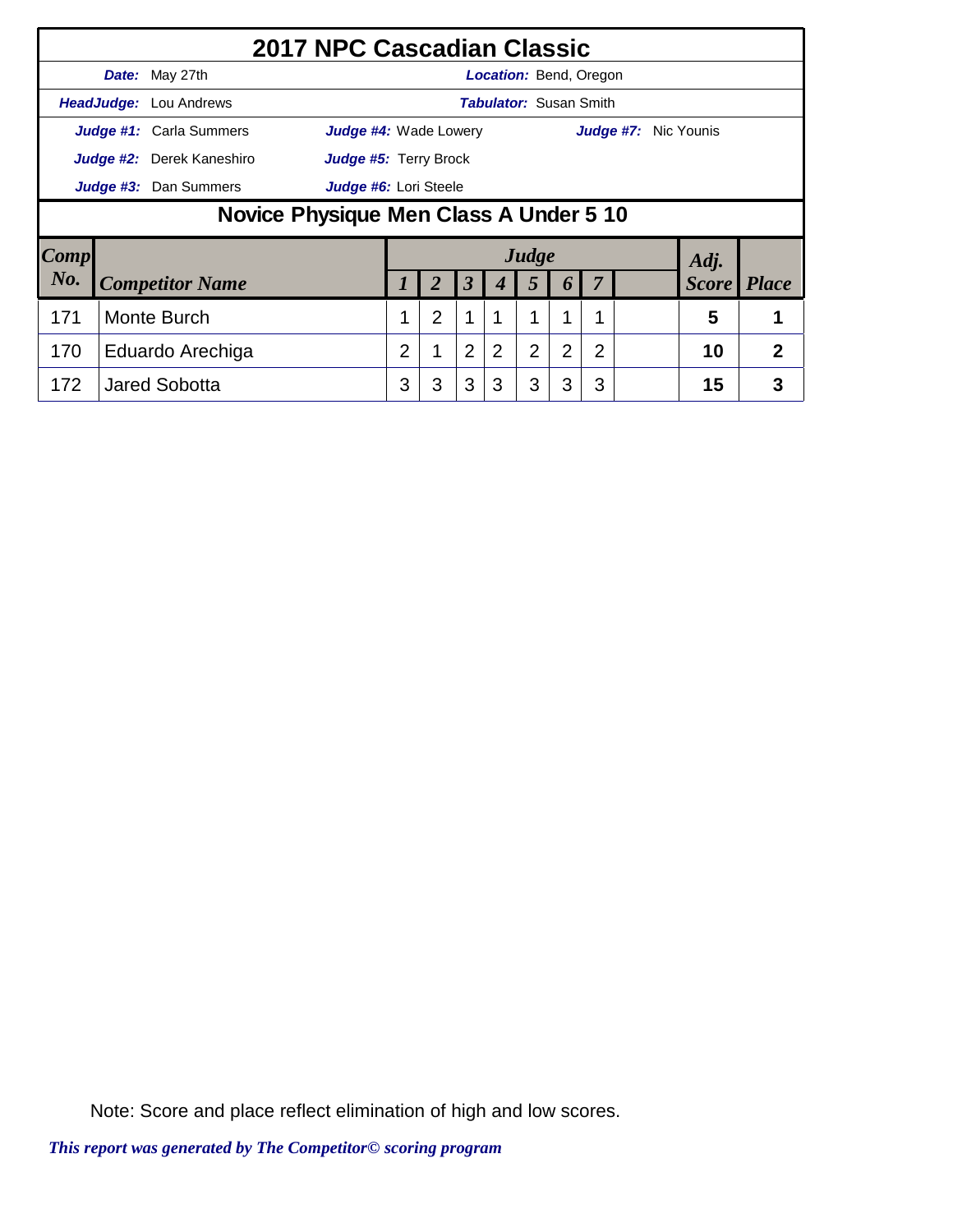# 2017 NPC Cascadian Classic

**Date:** May 27th | **Location:** Bend, Oregon

**HeadJudge:** Lou Andrews | **Tabulator:** Susan Smith

**Judge #1:** Carla Summers | **Judge #4:** Wade Lowery | **Judge #7:** Nic Younis

**Judge #2:** Derek Kaneshiro | **Judge #5:** Terry Brock

**Judge #3:** Dan Summers | **Judge #6:** Lori Steele

## Novice Physique Men Class A Under 5 10

| Comp No. | Competitor Name | Judge 1 | 2 | 3 | 4 | 5 | 6 | 7 | | Adj. Score | Place |
|---|---|---|---|---|---|---|---|---|---|---|---|
| 171 | Monte Burch | 1 | 2 | 1 | 1 | 1 | 1 | 1 | | 5 | 1 |
| 170 | Eduardo Arechiga | 2 | 1 | 2 | 2 | 2 | 2 | 2 | | 10 | 2 |
| 172 | Jared Sobotta | 3 | 3 | 3 | 3 | 3 | 3 | 3 | | 15 | 3 |

Note: Score and place reflect elimination of high and low scores.

*This report was generated by The Competitor© scoring program*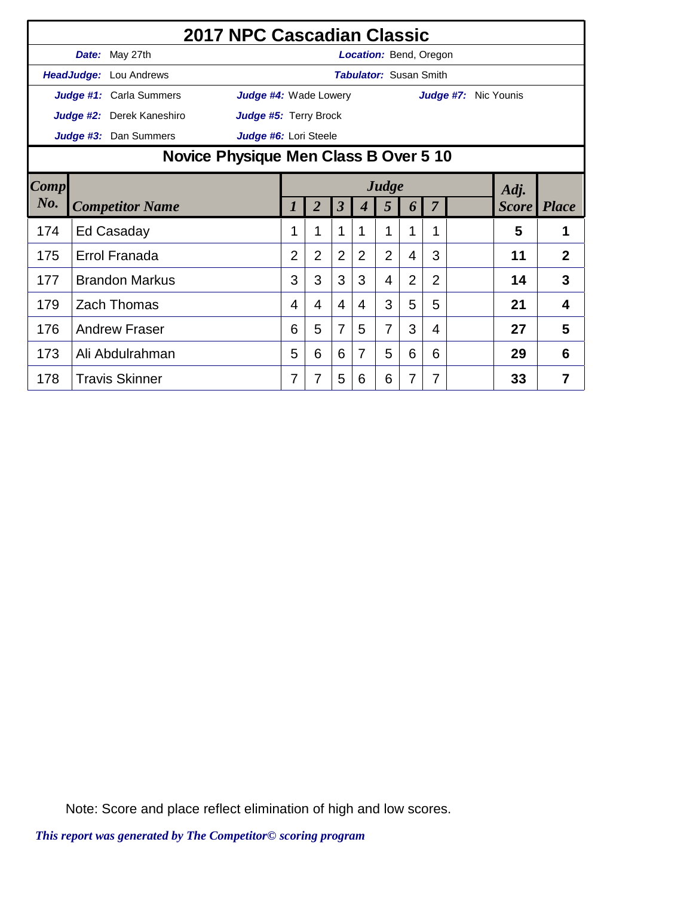# 2017 NPC Cascadian Classic

**Date:** May 27th **Location:** Bend, Oregon

**HeadJudge:** Lou Andrews **Tabulator:** Susan Smith

**Judge #1:** Carla Summers **Judge #4:** Wade Lowery **Judge #7:** Nic Younis

**Judge #2:** Derek Kaneshiro **Judge #5:** Terry Brock

**Judge #3:** Dan Summers **Judge #6:** Lori Steele

## Novice Physique Men Class B Over 5 10

| Comp No. | Competitor Name | Judge 1 | 2 | 3 | 4 | 5 | 6 | 7 | | Adj. Score | Place |
|---|---|---|---|---|---|---|---|---|---|---|---|
| 174 | Ed Casaday | 1 | 1 | 1 | 1 | 1 | 1 | 1 | | 5 | 1 |
| 175 | Errol Franada | 2 | 2 | 2 | 2 | 2 | 4 | 3 | | 11 | 2 |
| 177 | Brandon Markus | 3 | 3 | 3 | 3 | 4 | 2 | 2 | | 14 | 3 |
| 179 | Zach Thomas | 4 | 4 | 4 | 4 | 3 | 5 | 5 | | 21 | 4 |
| 176 | Andrew Fraser | 6 | 5 | 7 | 5 | 7 | 3 | 4 | | 27 | 5 |
| 173 | Ali Abdulrahman | 5 | 6 | 6 | 7 | 5 | 6 | 6 | | 29 | 6 |
| 178 | Travis Skinner | 7 | 7 | 5 | 6 | 6 | 7 | 7 | | 33 | 7 |

Note: Score and place reflect elimination of high and low scores.

*This report was generated by The Competitor© scoring program*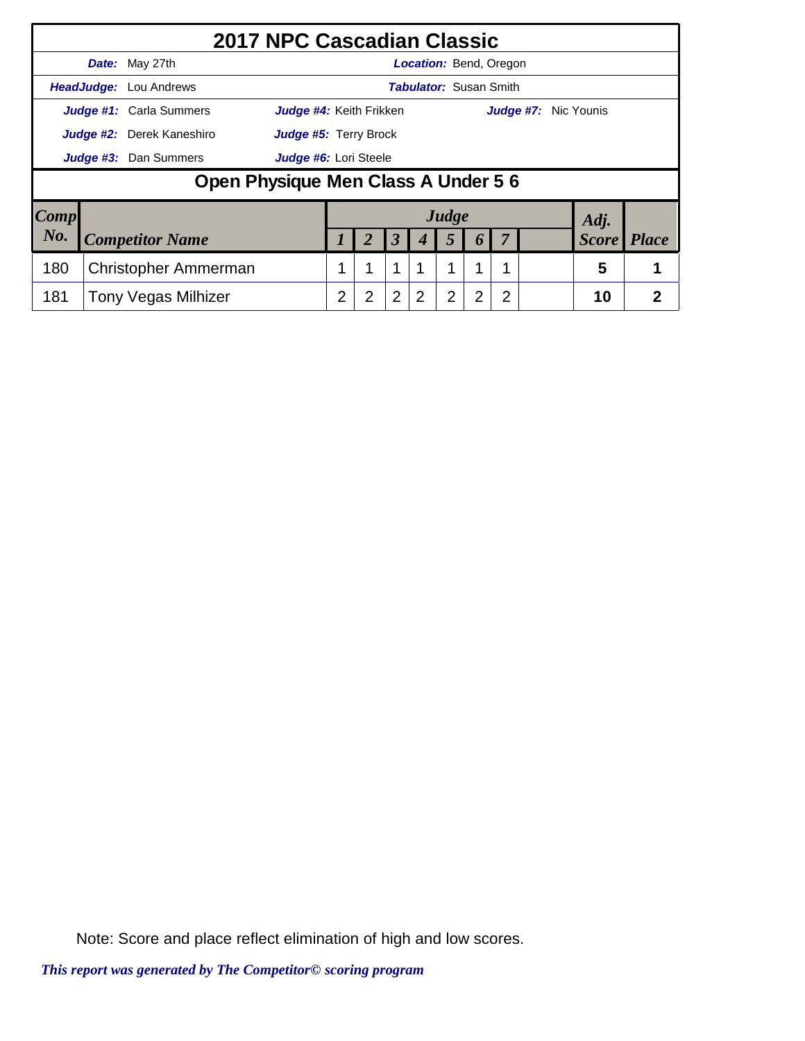# 2017 NPC Cascadian Classic

**Date:** May 27th  **Location:** Bend, Oregon

**HeadJudge:** Lou Andrews  **Tabulator:** Susan Smith

**Judge #1:** Carla Summers  **Judge #4:** Keith Frikken  **Judge #7:** Nic Younis

**Judge #2:** Derek Kaneshiro  **Judge #5:** Terry Brock

**Judge #3:** Dan Summers  **Judge #6:** Lori Steele

## Open Physique Men Class A Under 5 6

| Comp No. | Competitor Name | Judge 1 | 2 | 3 | 4 | 5 | 6 | 7 | | Adj. Score | Place |
|---|---|---|---|---|---|---|---|---|---|---|---|
| 180 | Christopher Ammerman | 1 | 1 | 1 | 1 | 1 | 1 | 1 | | 5 | 1 |
| 181 | Tony Vegas Milhizer | 2 | 2 | 2 | 2 | 2 | 2 | 2 | | 10 | 2 |

Note: Score and place reflect elimination of high and low scores.

*This report was generated by The Competitor© scoring program*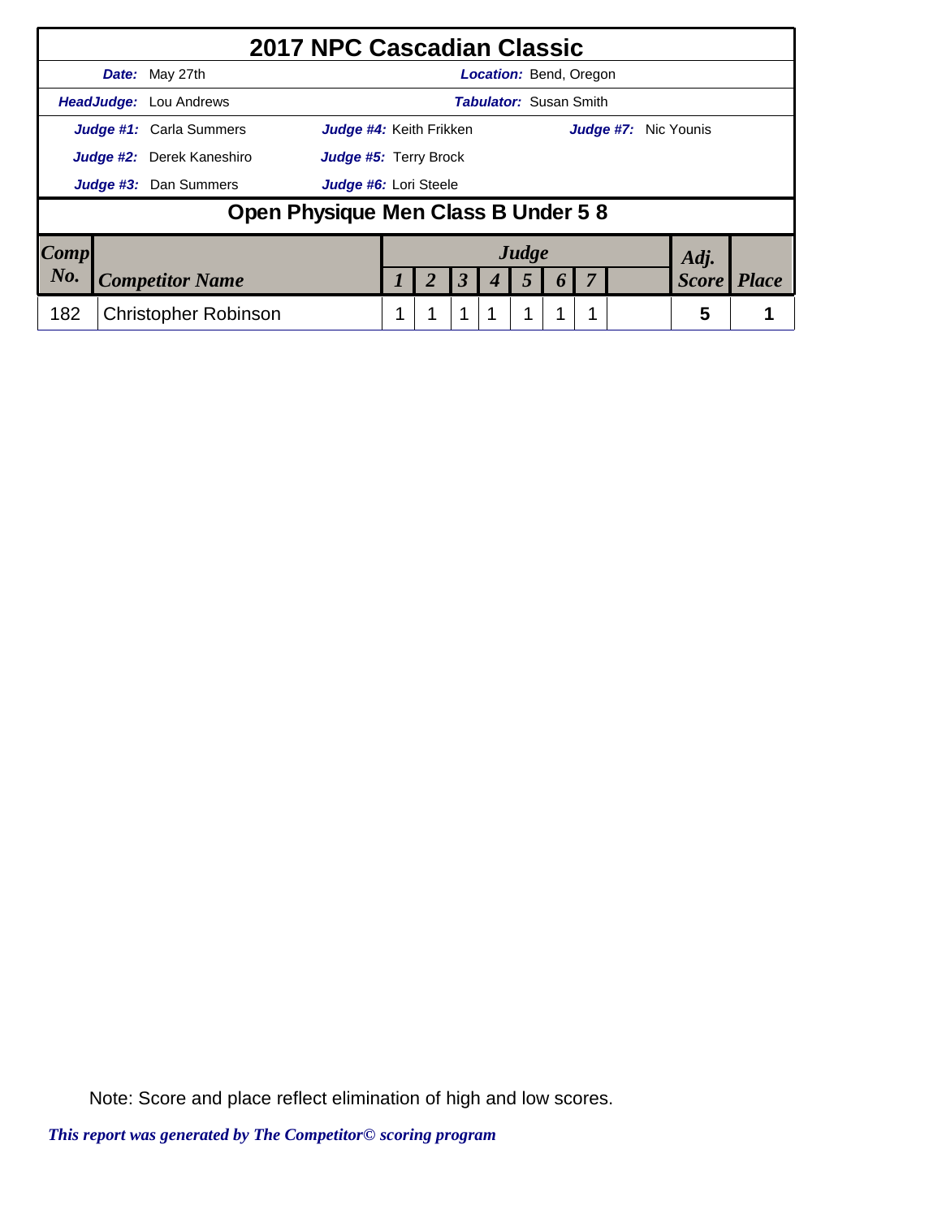# 2017 NPC Cascadian Classic

| | | | |
|---|---|---|---|
| ***Date:*** May 27th | | ***Location:*** Bend, Oregon | |
| ***HeadJudge:*** Lou Andrews | | ***Tabulator:*** Susan Smith | |
| ***Judge #1:*** Carla Summers | ***Judge #4:*** Keith Frikken | ***Judge #7:*** Nic Younis | |
| ***Judge #2:*** Derek Kaneshiro | ***Judge #5:*** Terry Brock | | |
| ***Judge #3:*** Dan Summers | ***Judge #6:*** Lori Steele | | |

## Open Physique Men Class B Under 5 8

| *Comp No.* | *Competitor Name* | *Judge 1* | *2* | *3* | *4* | *5* | *6* | *7* | | *Adj. Score* | *Place* |
|---|---|---|---|---|---|---|---|---|---|---|---|
| 182 | Christopher Robinson | 1 | 1 | 1 | 1 | 1 | 1 | 1 | | 5 | 1 |

Note: Score and place reflect elimination of high and low scores.

*This report was generated by The Competitor© scoring program*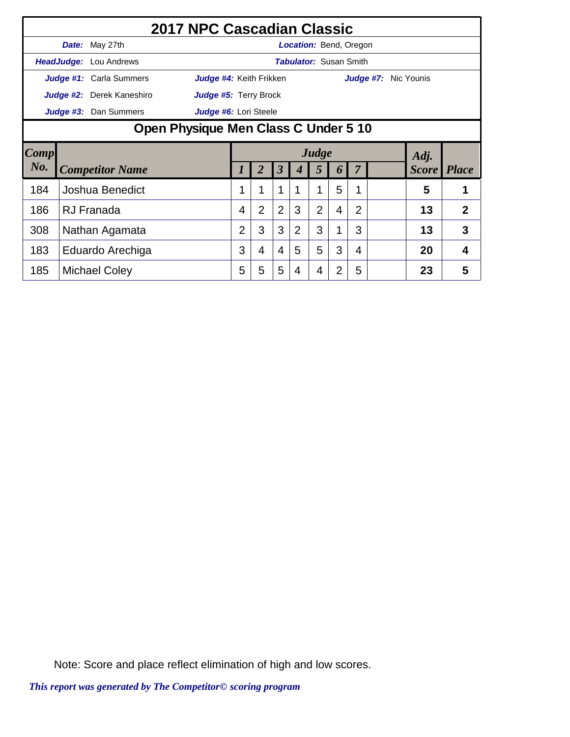# 2017 NPC Cascadian Classic

**Date:** May 27th **Location:** Bend, Oregon

**HeadJudge:** Lou Andrews **Tabulator:** Susan Smith

**Judge #1:** Carla Summers **Judge #4:** Keith Frikken **Judge #7:** Nic Younis

**Judge #2:** Derek Kaneshiro **Judge #5:** Terry Brock

**Judge #3:** Dan Summers **Judge #6:** Lori Steele

## Open Physique Men Class C Under 5 10

| Comp No. | Competitor Name | Judge 1 | 2 | 3 | 4 | 5 | 6 | 7 | | Adj. Score | Place |
|---|---|---|---|---|---|---|---|---|---|---|---|
| 184 | Joshua Benedict | 1 | 1 | 1 | 1 | 1 | 5 | 1 | | 5 | 1 |
| 186 | RJ Franada | 4 | 2 | 2 | 3 | 2 | 4 | 2 | | 13 | 2 |
| 308 | Nathan Agamata | 2 | 3 | 3 | 2 | 3 | 1 | 3 | | 13 | 3 |
| 183 | Eduardo Arechiga | 3 | 4 | 4 | 5 | 5 | 3 | 4 | | 20 | 4 |
| 185 | Michael Coley | 5 | 5 | 5 | 4 | 4 | 2 | 5 | | 23 | 5 |

Note: Score and place reflect elimination of high and low scores.

*This report was generated by The Competitor© scoring program*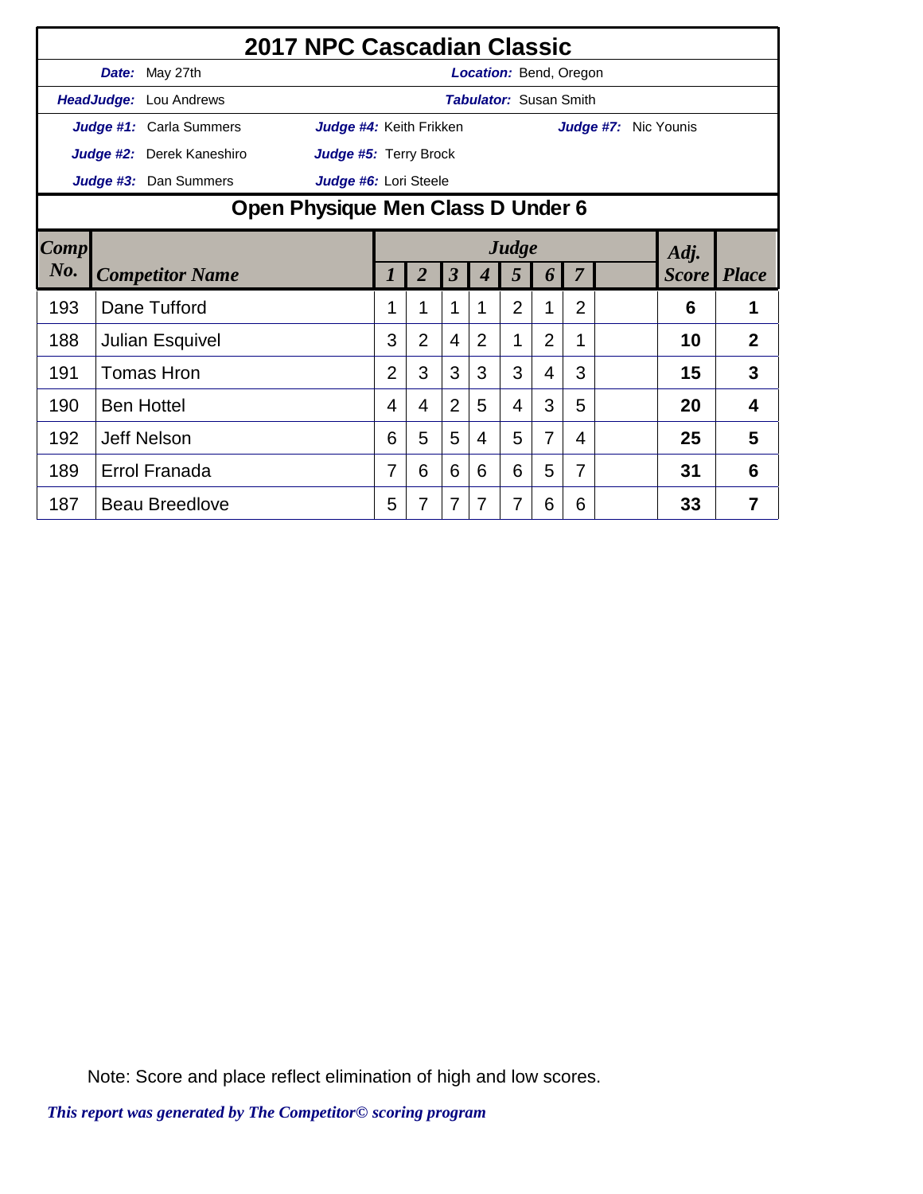# 2017 NPC Cascadian Classic

**Date:** May 27th **Location:** Bend, Oregon

**HeadJudge:** Lou Andrews **Tabulator:** Susan Smith

**Judge #1:** Carla Summers **Judge #4:** Keith Frikken **Judge #7:** Nic Younis

**Judge #2:** Derek Kaneshiro **Judge #5:** Terry Brock

**Judge #3:** Dan Summers **Judge #6:** Lori Steele

## Open Physique Men Class D Under 6

| Comp No. | Competitor Name | Judge 1 | 2 | 3 | 4 | 5 | 6 | 7 | | Adj. Score | Place |
|---|---|---|---|---|---|---|---|---|---|---|---|
| 193 | Dane Tufford | 1 | 1 | 1 | 1 | 2 | 1 | 2 | | **6** | **1** |
| 188 | Julian Esquivel | 3 | 2 | 4 | 2 | 1 | 2 | 1 | | **10** | **2** |
| 191 | Tomas Hron | 2 | 3 | 3 | 3 | 3 | 4 | 3 | | **15** | **3** |
| 190 | Ben Hottel | 4 | 4 | 2 | 5 | 4 | 3 | 5 | | **20** | **4** |
| 192 | Jeff Nelson | 6 | 5 | 5 | 4 | 5 | 7 | 4 | | **25** | **5** |
| 189 | Errol Franada | 7 | 6 | 6 | 6 | 6 | 5 | 7 | | **31** | **6** |
| 187 | Beau Breedlove | 5 | 7 | 7 | 7 | 7 | 6 | 6 | | **33** | **7** |

Note: Score and place reflect elimination of high and low scores.

*This report was generated by The Competitor© scoring program*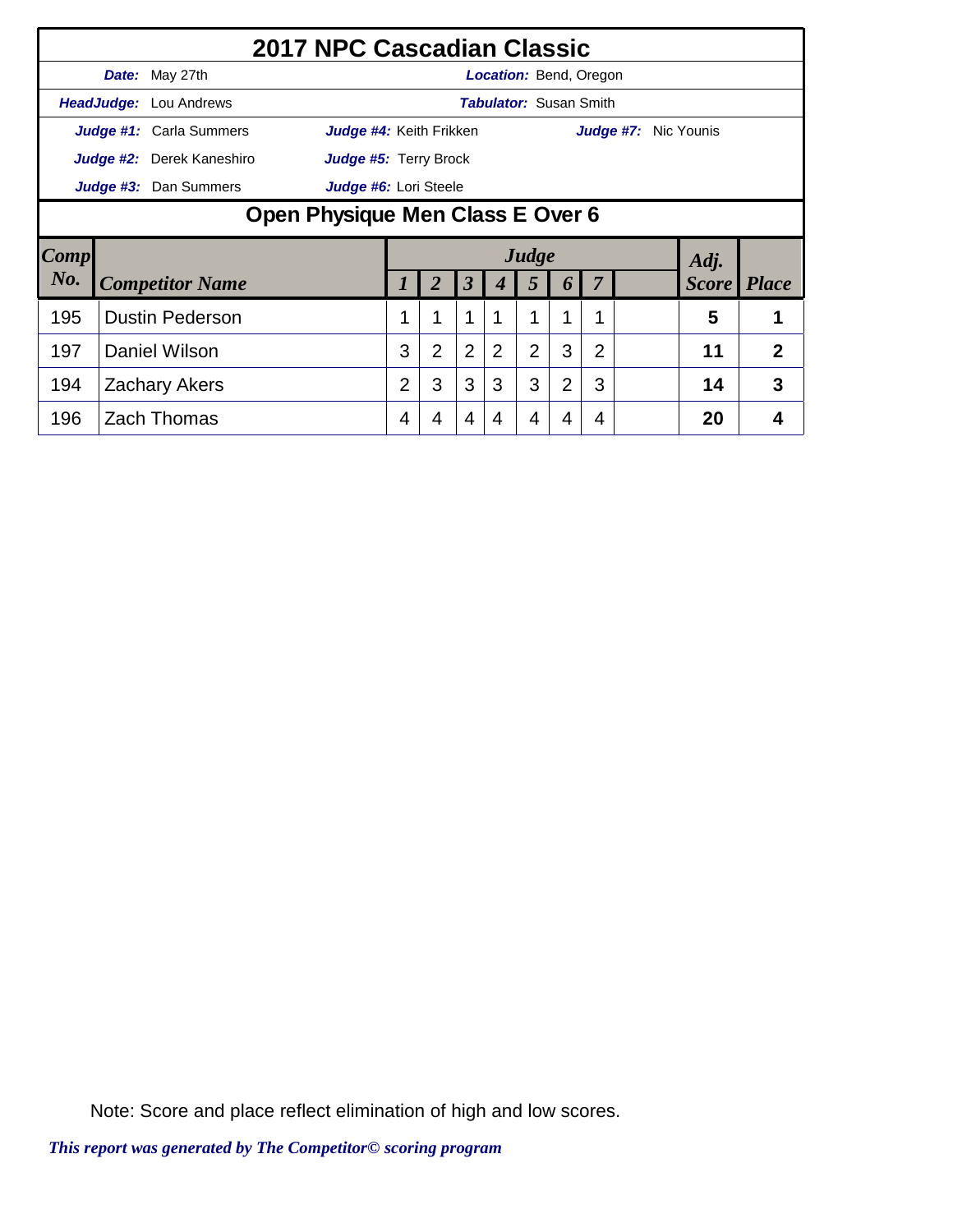# 2017 NPC Cascadian Classic

**Date:** May 27th | **Location:** Bend, Oregon

**HeadJudge:** Lou Andrews | **Tabulator:** Susan Smith

**Judge #1:** Carla Summers | **Judge #4:** Keith Frikken | **Judge #7:** Nic Younis

**Judge #2:** Derek Kaneshiro | **Judge #5:** Terry Brock

**Judge #3:** Dan Summers | **Judge #6:** Lori Steele

## Open Physique Men Class E Over 6

| Comp No. | Competitor Name | Judge 1 | 2 | 3 | 4 | 5 | 6 | 7 | | Adj. Score | Place |
|---|---|---|---|---|---|---|---|---|---|---|---|
| 195 | Dustin Pederson | 1 | 1 | 1 | 1 | 1 | 1 | 1 | | 5 | 1 |
| 197 | Daniel Wilson | 3 | 2 | 2 | 2 | 2 | 3 | 2 | | 11 | 2 |
| 194 | Zachary Akers | 2 | 3 | 3 | 3 | 3 | 2 | 3 | | 14 | 3 |
| 196 | Zach Thomas | 4 | 4 | 4 | 4 | 4 | 4 | 4 | | 20 | 4 |

Note: Score and place reflect elimination of high and low scores.

*This report was generated by The Competitor© scoring program*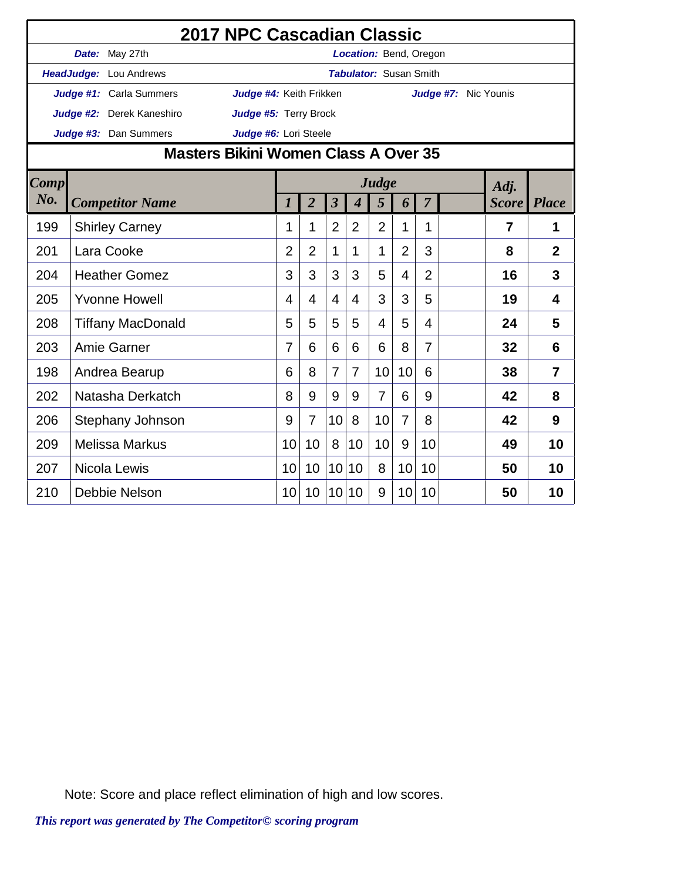# 2017 NPC Cascadian Classic

**Date:** May 27th **Location:** Bend, Oregon

**HeadJudge:** Lou Andrews **Tabulator:** Susan Smith

**Judge #1:** Carla Summers **Judge #4:** Keith Frikken **Judge #7:** Nic Younis

**Judge #2:** Derek Kaneshiro **Judge #5:** Terry Brock

**Judge #3:** Dan Summers **Judge #6:** Lori Steele

## Masters Bikini Women Class A Over 35

| Comp No. | Competitor Name | Judge 1 | 2 | 3 | 4 | 5 | 6 | 7 | | Adj. Score | Place |
|---|---|---|---|---|---|---|---|---|---|---|---|
| 199 | Shirley Carney | 1 | 1 | 2 | 2 | 2 | 1 | 1 | | **7** | **1** |
| 201 | Lara Cooke | 2 | 2 | 1 | 1 | 1 | 2 | 3 | | **8** | **2** |
| 204 | Heather Gomez | 3 | 3 | 3 | 3 | 5 | 4 | 2 | | **16** | **3** |
| 205 | Yvonne Howell | 4 | 4 | 4 | 4 | 3 | 3 | 5 | | **19** | **4** |
| 208 | Tiffany MacDonald | 5 | 5 | 5 | 5 | 4 | 5 | 4 | | **24** | **5** |
| 203 | Amie Garner | 7 | 6 | 6 | 6 | 6 | 8 | 7 | | **32** | **6** |
| 198 | Andrea Bearup | 6 | 8 | 7 | 7 | 10 | 10 | 6 | | **38** | **7** |
| 202 | Natasha Derkatch | 8 | 9 | 9 | 9 | 7 | 6 | 9 | | **42** | **8** |
| 206 | Stephany Johnson | 9 | 7 | 10 | 8 | 10 | 7 | 8 | | **42** | **9** |
| 209 | Melissa Markus | 10 | 10 | 8 | 10 | 10 | 9 | 10 | | **49** | **10** |
| 207 | Nicola Lewis | 10 | 10 | 10 | 10 | 8 | 10 | 10 | | **50** | **10** |
| 210 | Debbie Nelson | 10 | 10 | 10 | 10 | 9 | 10 | 10 | | **50** | **10** |

Note: Score and place reflect elimination of high and low scores.

*This report was generated by The Competitor© scoring program*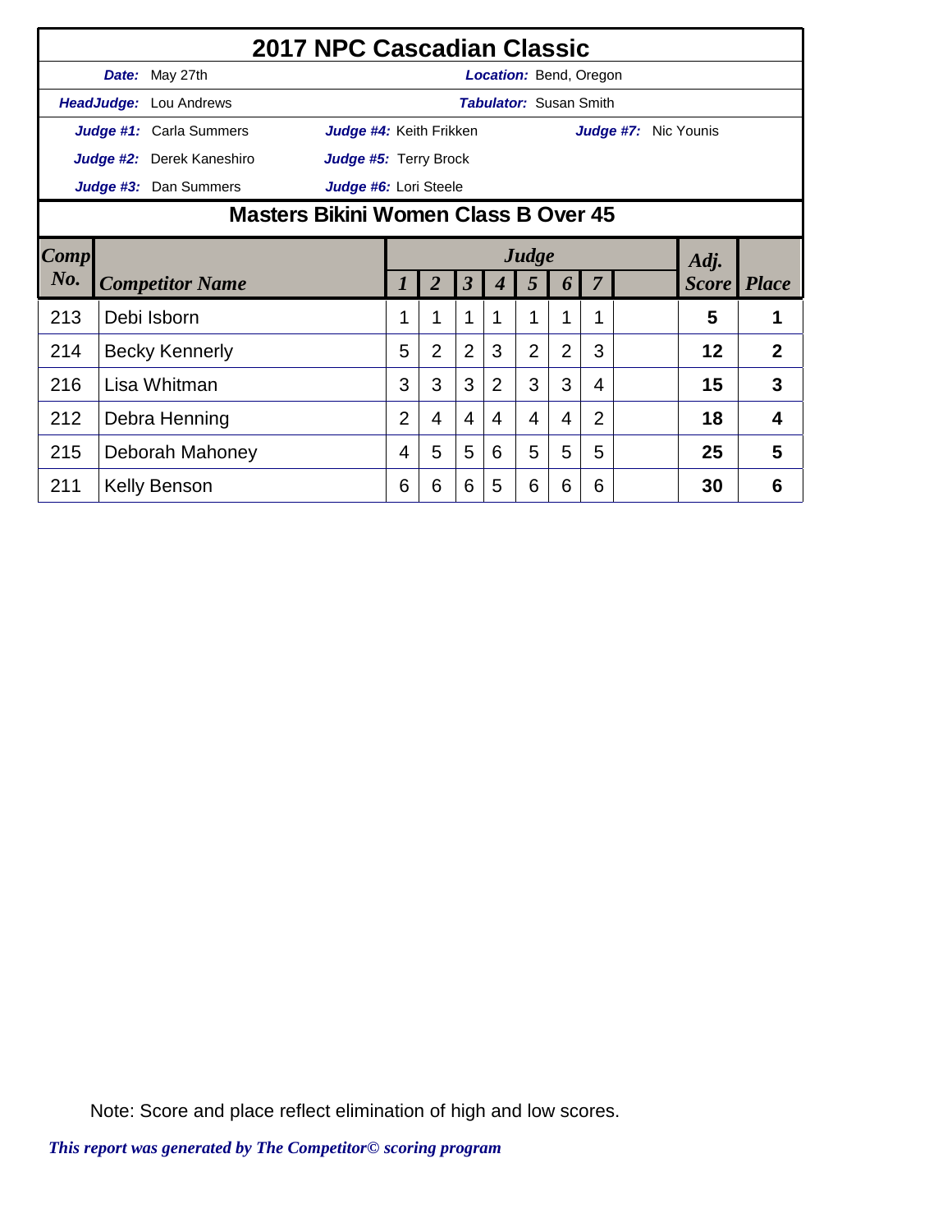# 2017 NPC Cascadian Classic

**Date:** May 27th  **Location:** Bend, Oregon

**HeadJudge:** Lou Andrews  **Tabulator:** Susan Smith

**Judge #1:** Carla Summers  **Judge #4:** Keith Frikken  **Judge #7:** Nic Younis

**Judge #2:** Derek Kaneshiro  **Judge #5:** Terry Brock

**Judge #3:** Dan Summers  **Judge #6:** Lori Steele

## Masters Bikini Women Class B Over 45

| Comp No. | Competitor Name | Judge 1 | 2 | 3 | 4 | 5 | 6 | 7 | | Adj. Score | Place |
|---|---|---|---|---|---|---|---|---|---|---|---|
| 213 | Debi Isborn | 1 | 1 | 1 | 1 | 1 | 1 | 1 | | 5 | 1 |
| 214 | Becky Kennerly | 5 | 2 | 2 | 3 | 2 | 2 | 3 | | 12 | 2 |
| 216 | Lisa Whitman | 3 | 3 | 3 | 2 | 3 | 3 | 4 | | 15 | 3 |
| 212 | Debra Henning | 2 | 4 | 4 | 4 | 4 | 4 | 2 | | 18 | 4 |
| 215 | Deborah Mahoney | 4 | 5 | 5 | 6 | 5 | 5 | 5 | | 25 | 5 |
| 211 | Kelly Benson | 6 | 6 | 6 | 5 | 6 | 6 | 6 | | 30 | 6 |

Note: Score and place reflect elimination of high and low scores.

*This report was generated by The Competitor© scoring program*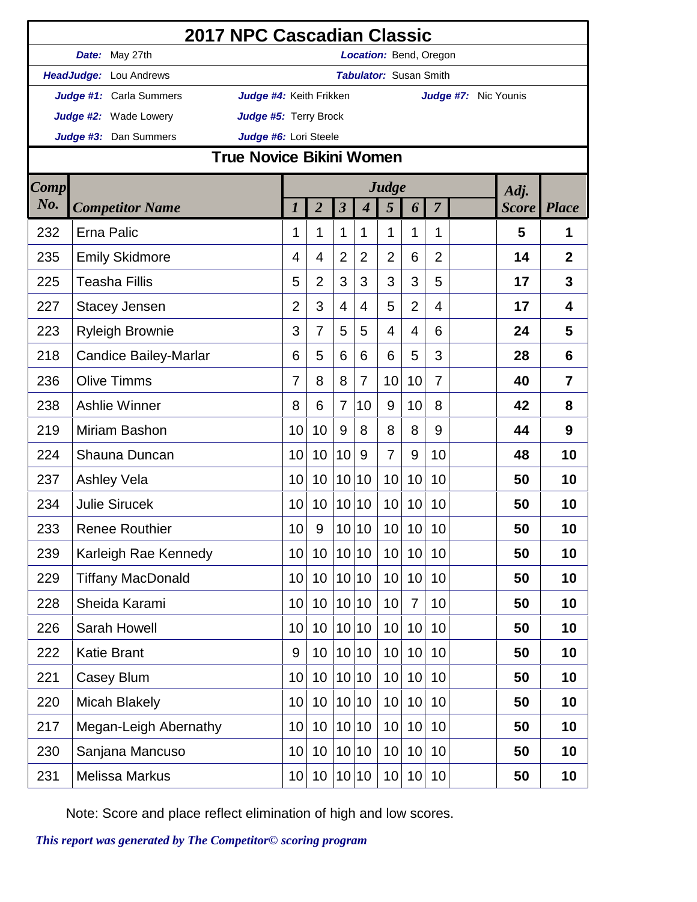# 2017 NPC Cascadian Classic

**Date:** May 27th | **Location:** Bend, Oregon

**HeadJudge:** Lou Andrews | **Tabulator:** Susan Smith

**Judge #1:** Carla Summers | **Judge #4:** Keith Frikken | **Judge #7:** Nic Younis

**Judge #2:** Wade Lowery | **Judge #5:** Terry Brock

**Judge #3:** Dan Summers | **Judge #6:** Lori Steele

## True Novice Bikini Women

| Comp No. | Competitor Name | 1 | 2 | 3 | 4 | 5 | 6 | 7 | | Adj. Score | Place |
|---|---|---|---|---|---|---|---|---|---|---|---|
| 232 | Erna Palic | 1 | 1 | 1 | 1 | 1 | 1 | 1 | | 5 | 1 |
| 235 | Emily Skidmore | 4 | 4 | 2 | 2 | 2 | 6 | 2 | | 14 | 2 |
| 225 | Teasha Fillis | 5 | 2 | 3 | 3 | 3 | 3 | 5 | | 17 | 3 |
| 227 | Stacey Jensen | 2 | 3 | 4 | 4 | 5 | 2 | 4 | | 17 | 4 |
| 223 | Ryleigh Brownie | 3 | 7 | 5 | 5 | 4 | 4 | 6 | | 24 | 5 |
| 218 | Candice Bailey-Marlar | 6 | 5 | 6 | 6 | 6 | 5 | 3 | | 28 | 6 |
| 236 | Olive Timms | 7 | 8 | 8 | 7 | 10 | 10 | 7 | | 40 | 7 |
| 238 | Ashlie Winner | 8 | 6 | 7 | 10 | 9 | 10 | 8 | | 42 | 8 |
| 219 | Miriam Bashon | 10 | 10 | 9 | 8 | 8 | 8 | 9 | | 44 | 9 |
| 224 | Shauna Duncan | 10 | 10 | 10 | 9 | 7 | 9 | 10 | | 48 | 10 |
| 237 | Ashley Vela | 10 | 10 | 10 | 10 | 10 | 10 | 10 | | 50 | 10 |
| 234 | Julie Sirucek | 10 | 10 | 10 | 10 | 10 | 10 | 10 | | 50 | 10 |
| 233 | Renee Routhier | 10 | 9 | 10 | 10 | 10 | 10 | 10 | | 50 | 10 |
| 239 | Karleigh Rae Kennedy | 10 | 10 | 10 | 10 | 10 | 10 | 10 | | 50 | 10 |
| 229 | Tiffany MacDonald | 10 | 10 | 10 | 10 | 10 | 10 | 10 | | 50 | 10 |
| 228 | Sheida Karami | 10 | 10 | 10 | 10 | 10 | 7 | 10 | | 50 | 10 |
| 226 | Sarah Howell | 10 | 10 | 10 | 10 | 10 | 10 | 10 | | 50 | 10 |
| 222 | Katie Brant | 9 | 10 | 10 | 10 | 10 | 10 | 10 | | 50 | 10 |
| 221 | Casey Blum | 10 | 10 | 10 | 10 | 10 | 10 | 10 | | 50 | 10 |
| 220 | Micah Blakely | 10 | 10 | 10 | 10 | 10 | 10 | 10 | | 50 | 10 |
| 217 | Megan-Leigh Abernathy | 10 | 10 | 10 | 10 | 10 | 10 | 10 | | 50 | 10 |
| 230 | Sanjana Mancuso | 10 | 10 | 10 | 10 | 10 | 10 | 10 | | 50 | 10 |
| 231 | Melissa Markus | 10 | 10 | 10 | 10 | 10 | 10 | 10 | | 50 | 10 |

Note: Score and place reflect elimination of high and low scores.

*This report was generated by The Competitor© scoring program*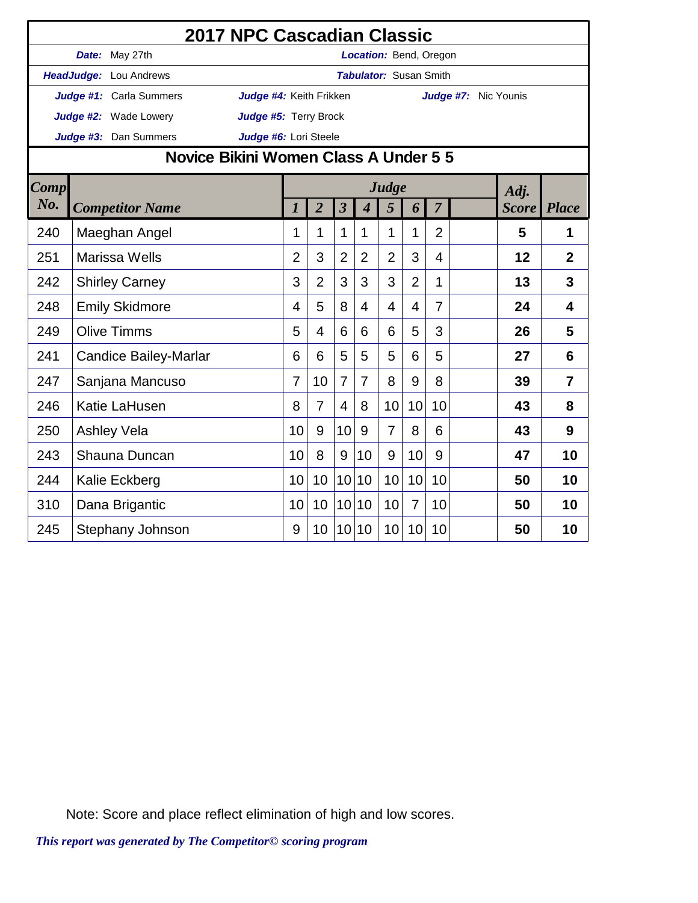# 2017 NPC Cascadian Classic

**Date:** May 27th  **Location:** Bend, Oregon

**HeadJudge:** Lou Andrews  **Tabulator:** Susan Smith

**Judge #1:** Carla Summers  **Judge #4:** Keith Frikken  **Judge #7:** Nic Younis

**Judge #2:** Wade Lowery  **Judge #5:** Terry Brock

**Judge #3:** Dan Summers  **Judge #6:** Lori Steele

## Novice Bikini Women Class A Under 5 5

| Comp No. | Competitor Name | Judge 1 | 2 | 3 | 4 | 5 | 6 | 7 | | Adj. Score | Place |
|---|---|---|---|---|---|---|---|---|---|---|---|
| 240 | Maeghan Angel | 1 | 1 | 1 | 1 | 1 | 1 | 2 | | **5** | **1** |
| 251 | Marissa Wells | 2 | 3 | 2 | 2 | 2 | 3 | 4 | | **12** | **2** |
| 242 | Shirley Carney | 3 | 2 | 3 | 3 | 3 | 2 | 1 | | **13** | **3** |
| 248 | Emily Skidmore | 4 | 5 | 8 | 4 | 4 | 4 | 7 | | **24** | **4** |
| 249 | Olive Timms | 5 | 4 | 6 | 6 | 6 | 5 | 3 | | **26** | **5** |
| 241 | Candice Bailey-Marlar | 6 | 6 | 5 | 5 | 5 | 6 | 5 | | **27** | **6** |
| 247 | Sanjana Mancuso | 7 | 10 | 7 | 7 | 8 | 9 | 8 | | **39** | **7** |
| 246 | Katie LaHusen | 8 | 7 | 4 | 8 | 10 | 10 | 10 | | **43** | **8** |
| 250 | Ashley Vela | 10 | 9 | 10 | 9 | 7 | 8 | 6 | | **43** | **9** |
| 243 | Shauna Duncan | 10 | 8 | 9 | 10 | 9 | 10 | 9 | | **47** | **10** |
| 244 | Kalie Eckberg | 10 | 10 | 10 | 10 | 10 | 10 | 10 | | **50** | **10** |
| 310 | Dana Brigantic | 10 | 10 | 10 | 10 | 10 | 7 | 10 | | **50** | **10** |
| 245 | Stephany Johnson | 9 | 10 | 10 | 10 | 10 | 10 | 10 | | **50** | **10** |

Note: Score and place reflect elimination of high and low scores.

*This report was generated by The Competitor© scoring program*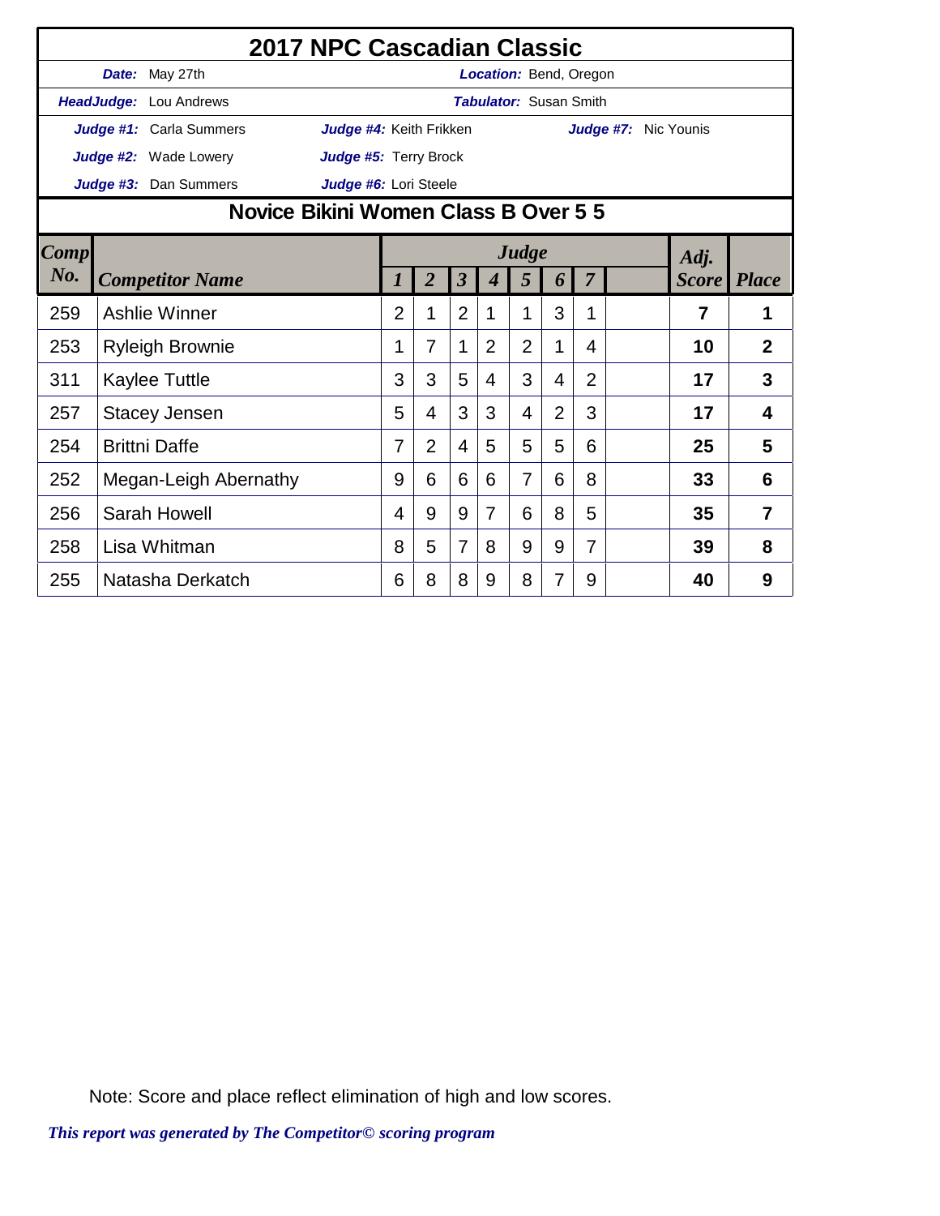# 2017 NPC Cascadian Classic

**Date:** May 27th  **Location:** Bend, Oregon

**HeadJudge:** Lou Andrews  **Tabulator:** Susan Smith

**Judge #1:** Carla Summers  **Judge #4:** Keith Frikken  **Judge #7:** Nic Younis

**Judge #2:** Wade Lowery  **Judge #5:** Terry Brock

**Judge #3:** Dan Summers  **Judge #6:** Lori Steele

## Novice Bikini Women Class B Over 5 5

| Comp No. | Competitor Name | Judge 1 | 2 | 3 | 4 | 5 | 6 | 7 | | Adj. Score | Place |
|---|---|---|---|---|---|---|---|---|---|---|---|
| 259 | Ashlie Winner | 2 | 1 | 2 | 1 | 1 | 3 | 1 | | **7** | **1** |
| 253 | Ryleigh Brownie | 1 | 7 | 1 | 2 | 2 | 1 | 4 | | **10** | **2** |
| 311 | Kaylee Tuttle | 3 | 3 | 5 | 4 | 3 | 4 | 2 | | **17** | **3** |
| 257 | Stacey Jensen | 5 | 4 | 3 | 3 | 4 | 2 | 3 | | **17** | **4** |
| 254 | Brittni Daffe | 7 | 2 | 4 | 5 | 5 | 5 | 6 | | **25** | **5** |
| 252 | Megan-Leigh Abernathy | 9 | 6 | 6 | 6 | 7 | 6 | 8 | | **33** | **6** |
| 256 | Sarah Howell | 4 | 9 | 9 | 7 | 6 | 8 | 5 | | **35** | **7** |
| 258 | Lisa Whitman | 8 | 5 | 7 | 8 | 9 | 9 | 7 | | **39** | **8** |
| 255 | Natasha Derkatch | 6 | 8 | 8 | 9 | 8 | 7 | 9 | | **40** | **9** |

Note: Score and place reflect elimination of high and low scores.

*This report was generated by The Competitor© scoring program*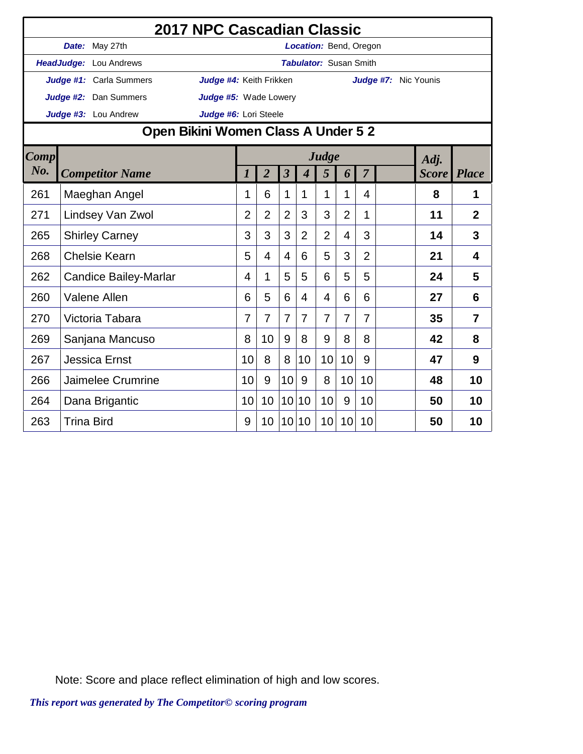# 2017 NPC Cascadian Classic

***Date:*** May 27th — ***Location:*** Bend, Oregon

***HeadJudge:*** Lou Andrews — ***Tabulator:*** Susan Smith

***Judge #1:*** Carla Summers — ***Judge #4:*** Keith Frikken — ***Judge #7:*** Nic Younis

***Judge #2:*** Dan Summers — ***Judge #5:*** Wade Lowery

***Judge #3:*** Lou Andrew — ***Judge #6:*** Lori Steele

## Open Bikini Women Class A Under 5 2

| *Comp No.* | *Competitor Name* | *Judge 1* | *2* | *3* | *4* | *5* | *6* | *7* | | *Adj. Score* | *Place* |
|---|---|---|---|---|---|---|---|---|---|---|---|
| 261 | Maeghan Angel | 1 | 6 | 1 | 1 | 1 | 1 | 4 | | **8** | **1** |
| 271 | Lindsey Van Zwol | 2 | 2 | 2 | 3 | 3 | 2 | 1 | | **11** | **2** |
| 265 | Shirley Carney | 3 | 3 | 3 | 2 | 2 | 4 | 3 | | **14** | **3** |
| 268 | Chelsie Kearn | 5 | 4 | 4 | 6 | 5 | 3 | 2 | | **21** | **4** |
| 262 | Candice Bailey-Marlar | 4 | 1 | 5 | 5 | 6 | 5 | 5 | | **24** | **5** |
| 260 | Valene Allen | 6 | 5 | 6 | 4 | 4 | 6 | 6 | | **27** | **6** |
| 270 | Victoria Tabara | 7 | 7 | 7 | 7 | 7 | 7 | 7 | | **35** | **7** |
| 269 | Sanjana Mancuso | 8 | 10 | 9 | 8 | 9 | 8 | 8 | | **42** | **8** |
| 267 | Jessica Ernst | 10 | 8 | 8 | 10 | 10 | 10 | 9 | | **47** | **9** |
| 266 | Jaimelee Crumrine | 10 | 9 | 10 | 9 | 8 | 10 | 10 | | **48** | **10** |
| 264 | Dana Brigantic | 10 | 10 | 10 | 10 | 10 | 9 | 10 | | **50** | **10** |
| 263 | Trina Bird | 9 | 10 | 10 | 10 | 10 | 10 | 10 | | **50** | **10** |

Note: Score and place reflect elimination of high and low scores.

***This report was generated by The Competitor© scoring program***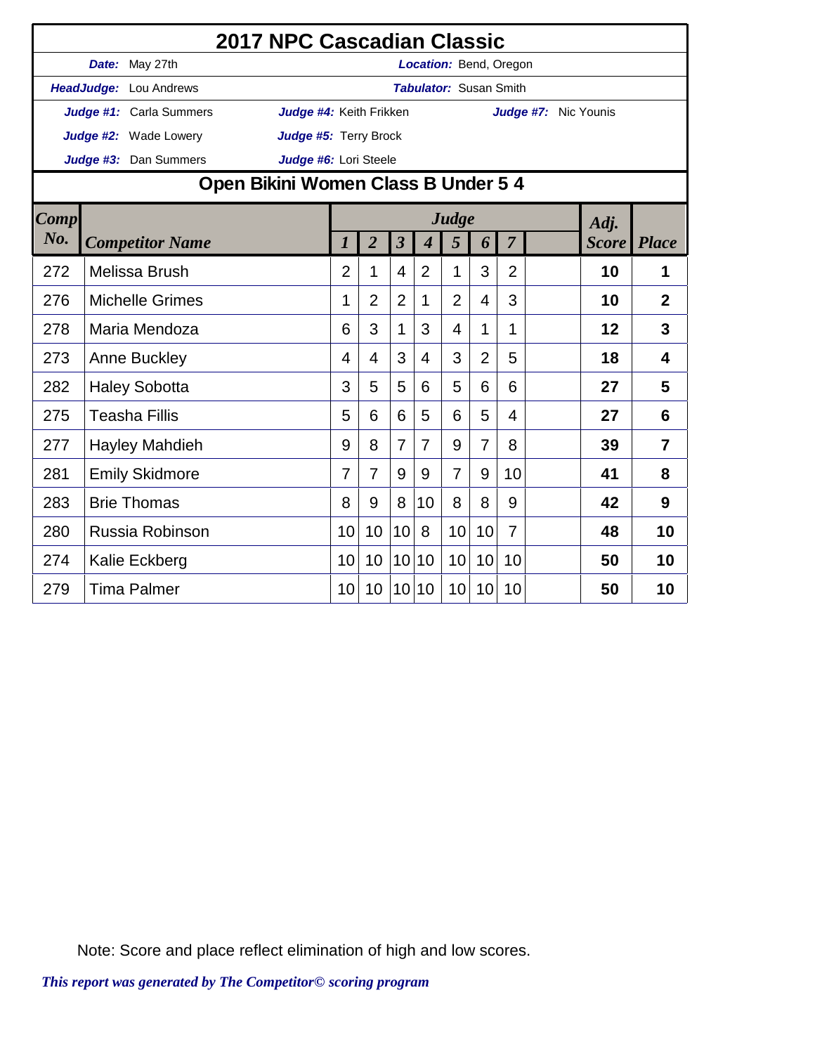# 2017 NPC Cascadian Classic

**Date:** May 27th | **Location:** Bend, Oregon

**HeadJudge:** Lou Andrews | **Tabulator:** Susan Smith

**Judge #1:** Carla Summers | **Judge #4:** Keith Frikken | **Judge #7:** Nic Younis

**Judge #2:** Wade Lowery | **Judge #5:** Terry Brock

**Judge #3:** Dan Summers | **Judge #6:** Lori Steele

## Open Bikini Women Class B Under 5 4

| Comp No. | Competitor Name | Judge 1 | 2 | 3 | 4 | 5 | 6 | 7 | | Adj. Score | Place |
|---|---|---|---|---|---|---|---|---|---|---|---|
| 272 | Melissa Brush | 2 | 1 | 4 | 2 | 1 | 3 | 2 | | **10** | **1** |
| 276 | Michelle Grimes | 1 | 2 | 2 | 1 | 2 | 4 | 3 | | **10** | **2** |
| 278 | Maria Mendoza | 6 | 3 | 1 | 3 | 4 | 1 | 1 | | **12** | **3** |
| 273 | Anne Buckley | 4 | 4 | 3 | 4 | 3 | 2 | 5 | | **18** | **4** |
| 282 | Haley Sobotta | 3 | 5 | 5 | 6 | 5 | 6 | 6 | | **27** | **5** |
| 275 | Teasha Fillis | 5 | 6 | 6 | 5 | 6 | 5 | 4 | | **27** | **6** |
| 277 | Hayley Mahdieh | 9 | 8 | 7 | 7 | 9 | 7 | 8 | | **39** | **7** |
| 281 | Emily Skidmore | 7 | 7 | 9 | 9 | 7 | 9 | 10 | | **41** | **8** |
| 283 | Brie Thomas | 8 | 9 | 8 | 10 | 8 | 8 | 9 | | **42** | **9** |
| 280 | Russia Robinson | 10 | 10 | 10 | 8 | 10 | 10 | 7 | | **48** | **10** |
| 274 | Kalie Eckberg | 10 | 10 | 10 | 10 | 10 | 10 | 10 | | **50** | **10** |
| 279 | Tima Palmer | 10 | 10 | 10 | 10 | 10 | 10 | 10 | | **50** | **10** |

Note: Score and place reflect elimination of high and low scores.

*This report was generated by The Competitor© scoring program*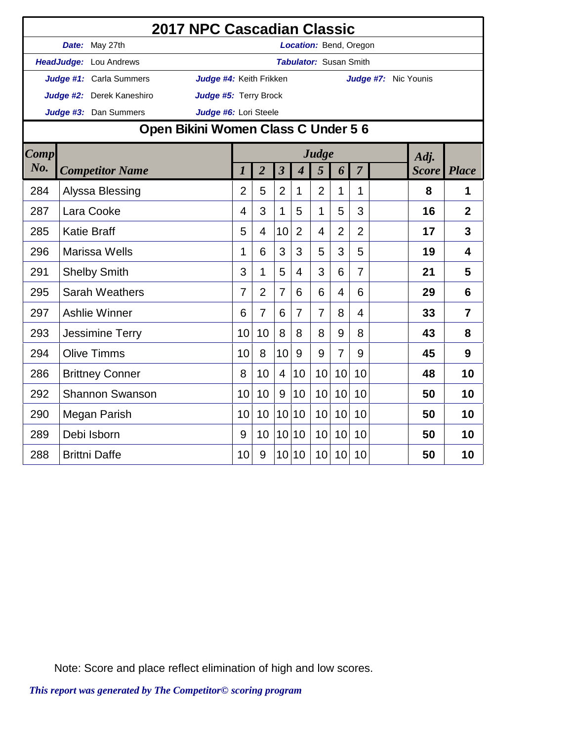# 2017 NPC Cascadian Classic

**Date:** May 27th | **Location:** Bend, Oregon

**HeadJudge:** Lou Andrews | **Tabulator:** Susan Smith

**Judge #1:** Carla Summers | **Judge #4:** Keith Frikken | **Judge #7:** Nic Younis

**Judge #2:** Derek Kaneshiro | **Judge #5:** Terry Brock

**Judge #3:** Dan Summers | **Judge #6:** Lori Steele

## Open Bikini Women Class C Under 5 6

| Comp No. | Competitor Name | Judge 1 | 2 | 3 | 4 | 5 | 6 | 7 | | Adj. Score | Place |
|---|---|---|---|---|---|---|---|---|---|---|---|
| 284 | Alyssa Blessing | 2 | 5 | 2 | 1 | 2 | 1 | 1 | | **8** | **1** |
| 287 | Lara Cooke | 4 | 3 | 1 | 5 | 1 | 5 | 3 | | **16** | **2** |
| 285 | Katie Braff | 5 | 4 | 10 | 2 | 4 | 2 | 2 | | **17** | **3** |
| 296 | Marissa Wells | 1 | 6 | 3 | 3 | 5 | 3 | 5 | | **19** | **4** |
| 291 | Shelby Smith | 3 | 1 | 5 | 4 | 3 | 6 | 7 | | **21** | **5** |
| 295 | Sarah Weathers | 7 | 2 | 7 | 6 | 6 | 4 | 6 | | **29** | **6** |
| 297 | Ashlie Winner | 6 | 7 | 6 | 7 | 7 | 8 | 4 | | **33** | **7** |
| 293 | Jessimine Terry | 10 | 10 | 8 | 8 | 8 | 9 | 8 | | **43** | **8** |
| 294 | Olive Timms | 10 | 8 | 10 | 9 | 9 | 7 | 9 | | **45** | **9** |
| 286 | Brittney Conner | 8 | 10 | 4 | 10 | 10 | 10 | 10 | | **48** | **10** |
| 292 | Shannon Swanson | 10 | 10 | 9 | 10 | 10 | 10 | 10 | | **50** | **10** |
| 290 | Megan Parish | 10 | 10 | 10 | 10 | 10 | 10 | 10 | | **50** | **10** |
| 289 | Debi Isborn | 9 | 10 | 10 | 10 | 10 | 10 | 10 | | **50** | **10** |
| 288 | Brittni Daffe | 10 | 9 | 10 | 10 | 10 | 10 | 10 | | **50** | **10** |

Note: Score and place reflect elimination of high and low scores.

*This report was generated by The Competitor© scoring program*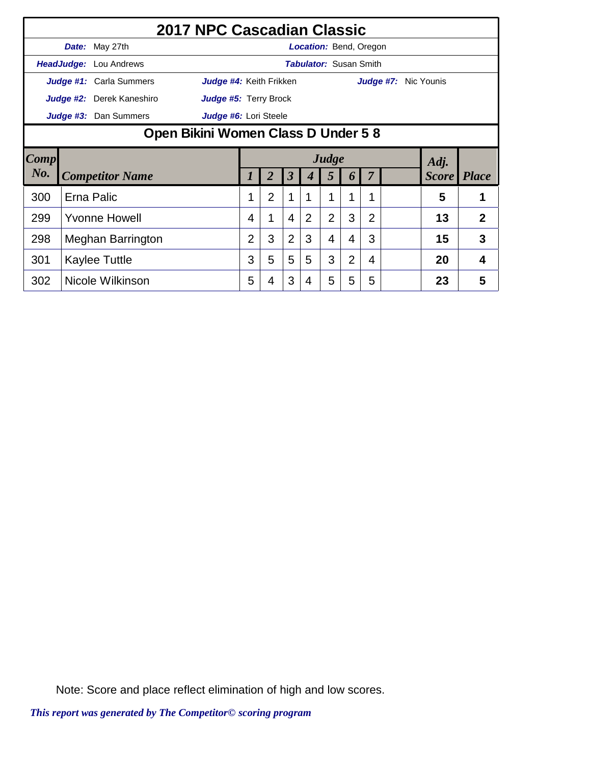# 2017 NPC Cascadian Classic

***Date:*** May 27th | ***Location:*** Bend, Oregon

***HeadJudge:*** Lou Andrews | ***Tabulator:*** Susan Smith

***Judge #1:*** Carla Summers | ***Judge #4:*** Keith Frikken | ***Judge #7:*** Nic Younis

***Judge #2:*** Derek Kaneshiro | ***Judge #5:*** Terry Brock

***Judge #3:*** Dan Summers | ***Judge #6:*** Lori Steele

## Open Bikini Women Class D Under 5 8

| Comp No. | Competitor Name | Judge 1 | 2 | 3 | 4 | 5 | 6 | 7 | | Adj. Score | Place |
|---|---|---|---|---|---|---|---|---|---|---|---|
| 300 | Erna Palic | 1 | 2 | 1 | 1 | 1 | 1 | 1 | | **5** | **1** |
| 299 | Yvonne Howell | 4 | 1 | 4 | 2 | 2 | 3 | 2 | | **13** | **2** |
| 298 | Meghan Barrington | 2 | 3 | 2 | 3 | 4 | 4 | 3 | | **15** | **3** |
| 301 | Kaylee Tuttle | 3 | 5 | 5 | 5 | 3 | 2 | 4 | | **20** | **4** |
| 302 | Nicole Wilkinson | 5 | 4 | 3 | 4 | 5 | 5 | 5 | | **23** | **5** |

Note: Score and place reflect elimination of high and low scores.

*This report was generated by The Competitor© scoring program*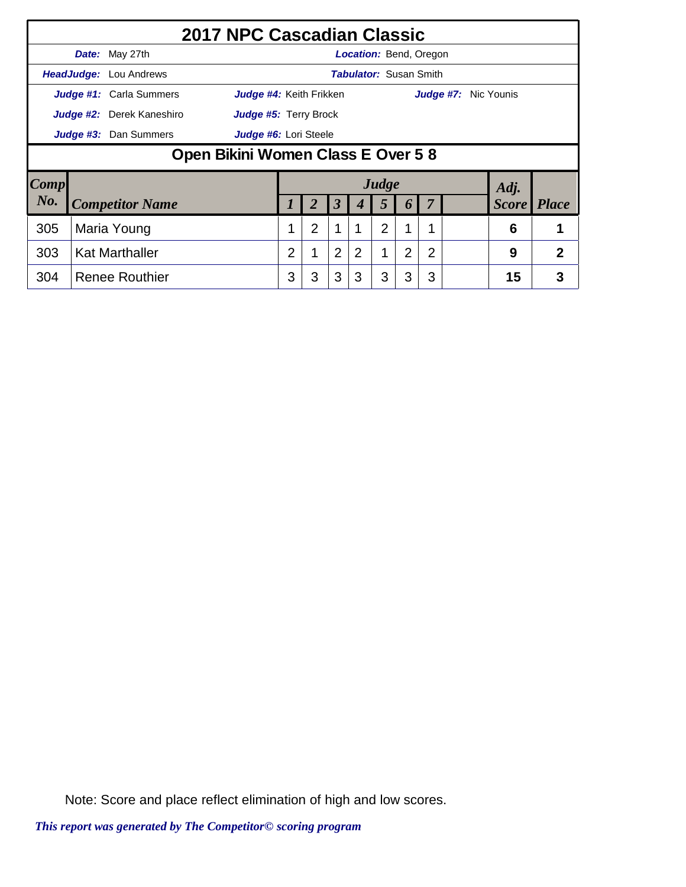# 2017 NPC Cascadian Classic

**Date:** May 27th **Location:** Bend, Oregon

**HeadJudge:** Lou Andrews **Tabulator:** Susan Smith

**Judge #1:** Carla Summers **Judge #4:** Keith Frikken **Judge #7:** Nic Younis

**Judge #2:** Derek Kaneshiro **Judge #5:** Terry Brock

**Judge #3:** Dan Summers **Judge #6:** Lori Steele

## Open Bikini Women Class E Over 5 8

| Comp No. | Competitor Name | Judge 1 | 2 | 3 | 4 | 5 | 6 | 7 | | Adj. Score | Place |
|---|---|---|---|---|---|---|---|---|---|---|---|
| 305 | Maria Young | 1 | 2 | 1 | 1 | 2 | 1 | 1 | | **6** | **1** |
| 303 | Kat Marthaller | 2 | 1 | 2 | 2 | 1 | 2 | 2 | | **9** | **2** |
| 304 | Renee Routhier | 3 | 3 | 3 | 3 | 3 | 3 | 3 | | **15** | **3** |

Note: Score and place reflect elimination of high and low scores.

*This report was generated by The Competitor© scoring program*